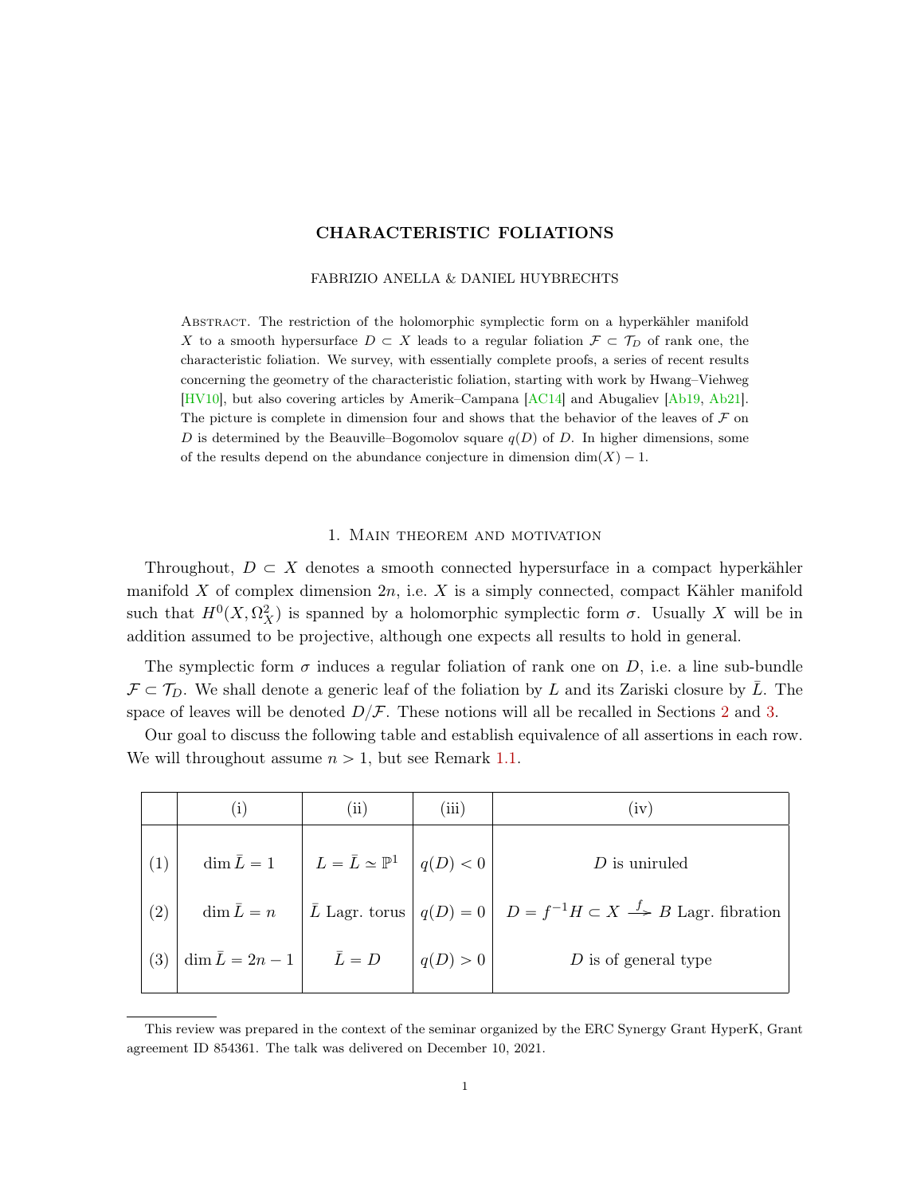# CHARACTERISTIC FOLIATIONS

FABRIZIO ANELLA & DANIEL HUYBRECHTS

Abstract. The restriction of the holomorphic symplectic form on a hyperkähler manifold $X$ to a smooth hypersurface $D \subset X$ leads to a regular foliation $\mathcal{F} \subset \mathcal{T}_D$ of rank one, the characteristic foliation. We survey, with essentially complete proofs, a series of recent results concerning the geometry of the characteristic foliation, starting with work by Hwang–Viehweg [HV10], but also covering articles by Amerik–Campana [AC14] and Abugaliev [Ab19, Ab21]. The picture is complete in dimension four and shows that the behavior of the leaves of $\mathcal{F}$ on $D$ is determined by the Beauville–Bogomolov square $q(D)$ of $D$. In higher dimensions, some of the results depend on the abundance conjecture in dimension $\dim(X) - 1$.

## 1. Main theorem and motivation

Throughout, $D \subset X$ denotes a smooth connected hypersurface in a compact hyperkähler manifold $X$ of complex dimension $2n$, i.e. $X$ is a simply connected, compact Kähler manifold such that $H^0(X, \Omega_X^2)$ is spanned by a holomorphic symplectic form $\sigma$. Usually $X$ will be in addition assumed to be projective, although one expects all results to hold in general.

The symplectic form $\sigma$ induces a regular foliation of rank one on $D$, i.e. a line sub-bundle $\mathcal{F} \subset \mathcal{T}_D$. We shall denote a generic leaf of the foliation by $L$ and its Zariski closure by $\bar{L}$. The space of leaves will be denoted $D/\mathcal{F}$. These notions will all be recalled in Sections 2 and 3.

Our goal to discuss the following table and establish equivalence of all assertions in each row. We will throughout assume $n > 1$, but see Remark 1.1.

| | (i) | (ii) | (iii) | (iv) |
|---|---|---|---|---|
| (1) | $\dim \bar{L} = 1$ | $L = \bar{L} \simeq \mathbb{P}^1$ | $q(D) < 0$ | $D$ is uniruled |
| (2) | $\dim \bar{L} = n$ | $\bar{L}$ Lagr. torus | $q(D) = 0$ | $D = f^{-1}H \subset X \xrightarrow{f} B$ Lagr. fibration |
| (3) | $\dim \bar{L} = 2n-1$ | $\bar{L} = D$ | $q(D) > 0$ | $D$ is of general type |

This review was prepared in the context of the seminar organized by the ERC Synergy Grant HyperK, Grant agreement ID 854361. The talk was delivered on December 10, 2021.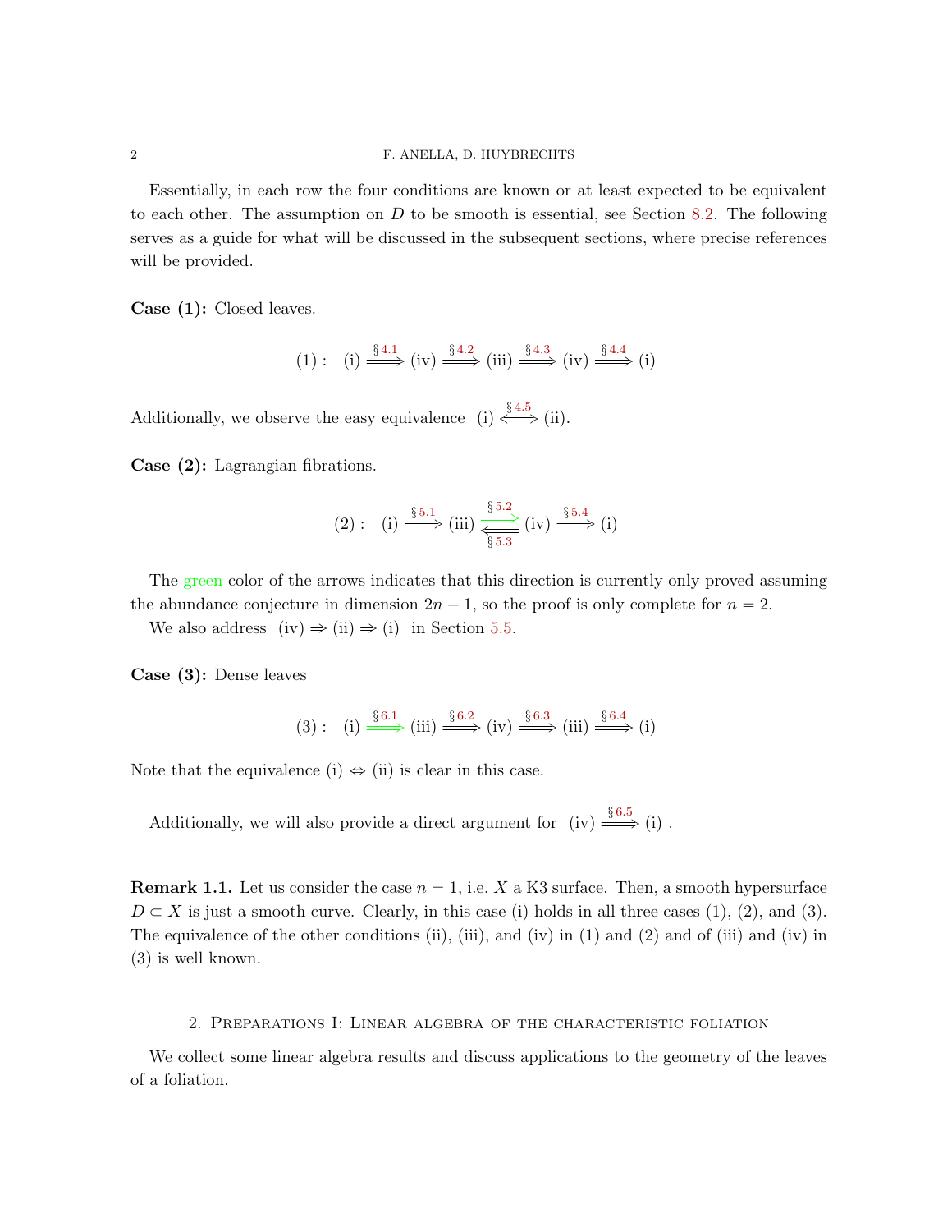Essentially, in each row the four conditions are known or at least expected to be equivalent to each other. The assumption on $D$ to be smooth is essential, see Section 8.2. The following serves as a guide for what will be discussed in the subsequent sections, where precise references will be provided.

**Case (1):** Closed leaves.

$$(1): \quad \text{(i)} \xRightarrow{\S\,4.1} \text{(iv)} \xRightarrow{\S\,4.2} \text{(iii)} \xRightarrow{\S\,4.3} \text{(iv)} \xRightarrow{\S\,4.4} \text{(i)}$$

Additionally, we observe the easy equivalence (i) $\xLeftrightarrow{\S\,4.5}$ (ii).

**Case (2):** Lagrangian fibrations.

$$(2): \quad \text{(i)} \xRightarrow{\S\,5.1} \text{(iii)} \underset{\S\,5.3}{\overset{\S\,5.2}{\rightleftarrows}} \text{(iv)} \xRightarrow{\S\,5.4} \text{(i)}$$

The green color of the arrows indicates that this direction is currently only proved assuming the abundance conjecture in dimension $2n-1$, so the proof is only complete for $n=2$.

We also address (iv) $\Rightarrow$ (ii) $\Rightarrow$ (i) in Section 5.5.

**Case (3):** Dense leaves

$$(3): \quad \text{(i)} \xRightarrow{\S\,6.1} \text{(iii)} \xRightarrow{\S\,6.2} \text{(iv)} \xRightarrow{\S\,6.3} \text{(iii)} \xRightarrow{\S\,6.4} \text{(i)}$$

Note that the equivalence (i) $\Leftrightarrow$ (ii) is clear in this case.

Additionally, we will also provide a direct argument for (iv) $\xRightarrow{\S\,6.5}$ (i) .

**Remark 1.1.** Let us consider the case $n=1$, i.e. $X$ a K3 surface. Then, a smooth hypersurface $D \subset X$ is just a smooth curve. Clearly, in this case (i) holds in all three cases (1), (2), and (3). The equivalence of the other conditions (ii), (iii), and (iv) in (1) and (2) and of (iii) and (iv) in (3) is well known.

## 2. Preparations I: Linear algebra of the characteristic foliation

We collect some linear algebra results and discuss applications to the geometry of the leaves of a foliation.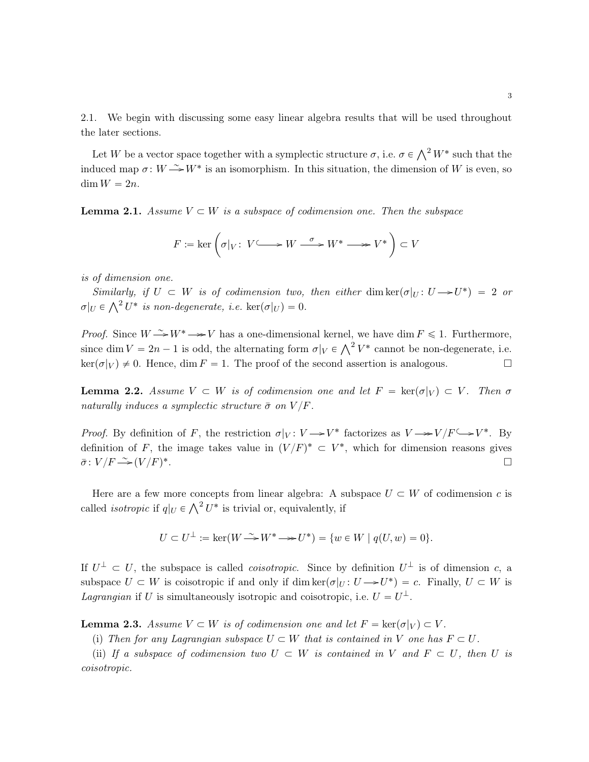2.1. We begin with discussing some easy linear algebra results that will be used throughout the later sections.

Let $W$ be a vector space together with a symplectic structure $\sigma$, i.e. $\sigma \in \bigwedge^2 W^*$ such that the induced map $\sigma\colon W \xrightarrow{\sim} W^*$ is an isomorphism. In this situation, the dimension of $W$ is even, so $\dim W = 2n$.

**Lemma 2.1.** *Assume $V \subset W$ is a subspace of codimension one. Then the subspace*

$$F := \ker\left(\sigma|_V\colon V \hookrightarrow W \xrightarrow{\sigma} W^* \twoheadrightarrow V^*\right) \subset V$$

*is of dimension one.*

*Similarly, if $U \subset W$ is of codimension two, then either $\dim \ker(\sigma|_U\colon U \to U^*) = 2$ or $\sigma|_U \in \bigwedge^2 U^*$ is non-degenerate, i.e. $\ker(\sigma|_U) = 0$.*

*Proof.* Since $W \xrightarrow{\sim} W^* \twoheadrightarrow V$ has a one-dimensional kernel, we have $\dim F \leqslant 1$. Furthermore, since $\dim V = 2n-1$ is odd, the alternating form $\sigma|_V \in \bigwedge^2 V^*$ cannot be non-degenerate, i.e. $\ker(\sigma|_V) \neq 0$. Hence, $\dim F = 1$. The proof of the second assertion is analogous. □

**Lemma 2.2.** *Assume $V \subset W$ is of codimension one and let $F = \ker(\sigma|_V) \subset V$. Then $\sigma$ naturally induces a symplectic structure $\bar{\sigma}$ on $V/F$.*

*Proof.* By definition of $F$, the restriction $\sigma|_V\colon V \to V^*$ factorizes as $V \twoheadrightarrow V/F \hookrightarrow V^*$. By definition of $F$, the image takes value in $(V/F)^* \subset V^*$, which for dimension reasons gives $\bar{\sigma}\colon V/F \xrightarrow{\sim} (V/F)^*$. □

Here are a few more concepts from linear algebra: A subspace $U \subset W$ of codimension $c$ is called *isotropic* if $q|_U \in \bigwedge^2 U^*$ is trivial or, equivalently, if

$$U \subset U^\perp := \ker(W \xrightarrow{\sim} W^* \twoheadrightarrow U^*) = \{w \in W \mid q(U, w) = 0\}.$$

If $U^\perp \subset U$, the subspace is called *coisotropic*. Since by definition $U^\perp$ is of dimension $c$, a subspace $U \subset W$ is coisotropic if and only if $\dim \ker(\sigma|_U\colon U \to U^*) = c$. Finally, $U \subset W$ is *Lagrangian* if $U$ is simultaneously isotropic and coisotropic, i.e. $U = U^\perp$.

**Lemma 2.3.** *Assume $V \subset W$ is of codimension one and let $F = \ker(\sigma|_V) \subset V$.*

*(i) Then for any Lagrangian subspace $U \subset W$ that is contained in $V$ one has $F \subset U$.*

*(ii) If a subspace of codimension two $U \subset W$ is contained in $V$ and $F \subset U$, then $U$ is coisotropic.*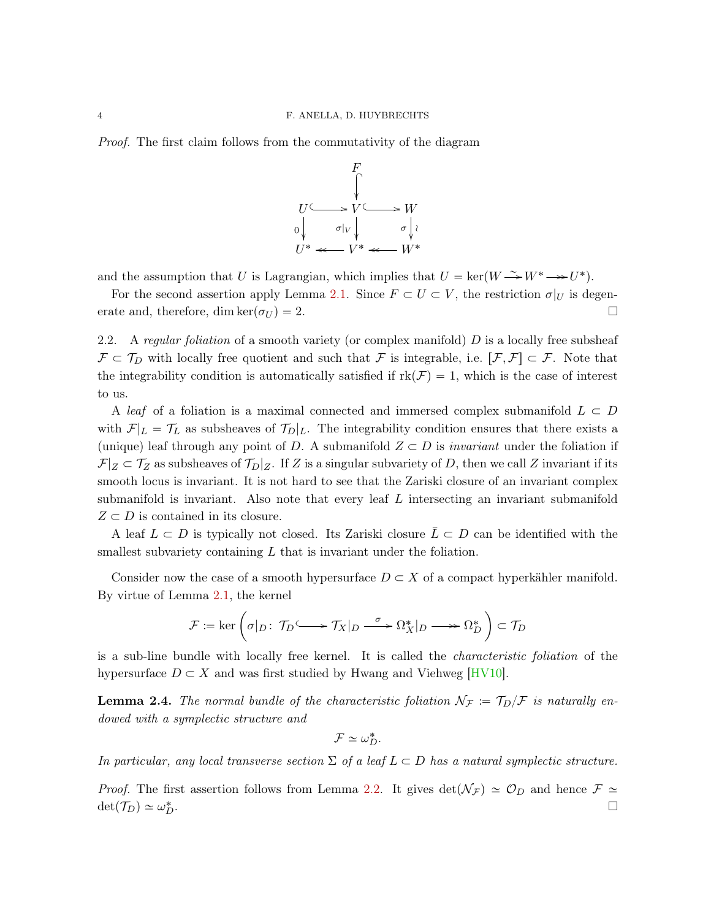*Proof.* The first claim follows from the commutativity of the diagram

$$\begin{array}{ccccc} & & F & & \\ & & \downarrow & & \\ U & \hookrightarrow & V & \hookrightarrow & W \\ {\scriptstyle 0}\downarrow & & {\scriptstyle \sigma|_V}\downarrow & & {\scriptstyle \sigma}\downarrow{\scriptstyle \wr} \\ U^* & \twoheadleftarrow & V^* & \twoheadleftarrow & W^* \end{array}$$

and the assumption that $U$ is Lagrangian, which implies that $U = \ker(W \xrightarrow{\sim} W^* \twoheadrightarrow U^*)$.

For the second assertion apply Lemma 2.1. Since $F \subset U \subset V$, the restriction $\sigma|_U$ is degenerate and, therefore, $\dim \ker(\sigma_U) = 2$. □

2.2. A *regular foliation* of a smooth variety (or complex manifold) $D$ is a locally free subsheaf $\mathcal{F} \subset \mathcal{T}_D$ with locally free quotient and such that $\mathcal{F}$ is integrable, i.e. $[\mathcal{F}, \mathcal{F}] \subset \mathcal{F}$. Note that the integrability condition is automatically satisfied if $\operatorname{rk}(\mathcal{F}) = 1$, which is the case of interest to us.

A *leaf* of a foliation is a maximal connected and immersed complex submanifold $L \subset D$ with $\mathcal{F}|_L = \mathcal{T}_L$ as subsheaves of $\mathcal{T}_D|_L$. The integrability condition ensures that there exists a (unique) leaf through any point of $D$. A submanifold $Z \subset D$ is *invariant* under the foliation if $\mathcal{F}|_Z \subset \mathcal{T}_Z$ as subsheaves of $\mathcal{T}_D|_Z$. If $Z$ is a singular subvariety of $D$, then we call $Z$ invariant if its smooth locus is invariant. It is not hard to see that the Zariski closure of an invariant complex submanifold is invariant. Also note that every leaf $L$ intersecting an invariant submanifold $Z \subset D$ is contained in its closure.

A leaf $L \subset D$ is typically not closed. Its Zariski closure $\bar{L} \subset D$ can be identified with the smallest subvariety containing $L$ that is invariant under the foliation.

Consider now the case of a smooth hypersurface $D \subset X$ of a compact hyperkähler manifold. By virtue of Lemma 2.1, the kernel

$$\mathcal{F} := \ker\left(\sigma|_D \colon \mathcal{T}_D \hookrightarrow \mathcal{T}_X|_D \xrightarrow{\sigma} \Omega_X^*|_D \twoheadrightarrow \Omega_D^*\right) \subset \mathcal{T}_D$$

is a sub-line bundle with locally free kernel. It is called the *characteristic foliation* of the hypersurface $D \subset X$ and was first studied by Hwang and Viehweg [HV10].

**Lemma 2.4.** *The normal bundle of the characteristic foliation $\mathcal{N}_{\mathcal{F}} := \mathcal{T}_D/\mathcal{F}$ is naturally endowed with a symplectic structure and*

$$\mathcal{F} \simeq \omega_D^*.$$

*In particular, any local transverse section $\Sigma$ of a leaf $L \subset D$ has a natural symplectic structure.*

*Proof.* The first assertion follows from Lemma 2.2. It gives $\det(\mathcal{N}_{\mathcal{F}}) \simeq \mathcal{O}_D$ and hence $\mathcal{F} \simeq \det(\mathcal{T}_D) \simeq \omega_D^*$. □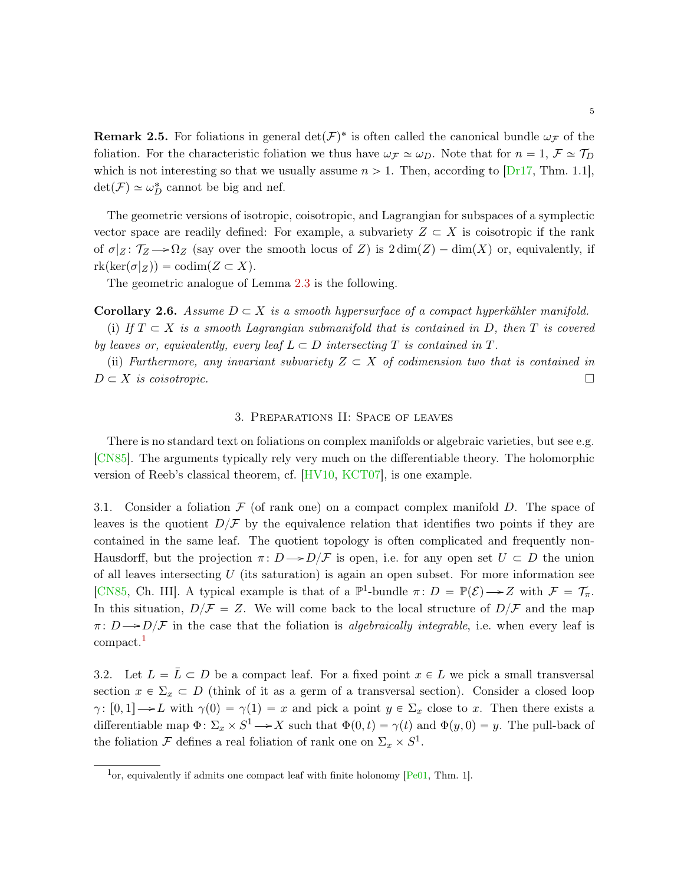**Remark 2.5.** For foliations in general $\det(\mathcal{F})^*$ is often called the canonical bundle $\omega_{\mathcal{F}}$ of the foliation. For the characteristic foliation we thus have $\omega_{\mathcal{F}} \simeq \omega_D$. Note that for $n = 1$, $\mathcal{F} \simeq \mathcal{T}_D$ which is not interesting so that we usually assume $n > 1$. Then, according to [Dr17, Thm. 1.1], $\det(\mathcal{F}) \simeq \omega_D^*$ cannot be big and nef.

The geometric versions of isotropic, coisotropic, and Lagrangian for subspaces of a symplectic vector space are readily defined: For example, a subvariety $Z \subset X$ is coisotropic if the rank of $\sigma|_Z \colon \mathcal{T}_Z \longrightarrow \Omega_Z$ (say over the smooth locus of $Z$) is $2\dim(Z) - \dim(X)$ or, equivalently, if $\mathrm{rk}(\ker(\sigma|_Z)) = \mathrm{codim}(Z \subset X)$.

The geometric analogue of Lemma 2.3 is the following.

**Corollary 2.6.** *Assume $D \subset X$ is a smooth hypersurface of a compact hyperkähler manifold.*

(i) *If $T \subset X$ is a smooth Lagrangian submanifold that is contained in $D$, then $T$ is covered by leaves or, equivalently, every leaf $L \subset D$ intersecting $T$ is contained in $T$.*

(ii) *Furthermore, any invariant subvariety $Z \subset X$ of codimension two that is contained in $D \subset X$ is coisotropic.* □

## 3. Preparations II: Space of leaves

There is no standard text on foliations on complex manifolds or algebraic varieties, but see e.g. [CN85]. The arguments typically rely very much on the differentiable theory. The holomorphic version of Reeb's classical theorem, cf. [HV10, KCT07], is one example.

3.1. Consider a foliation $\mathcal{F}$ (of rank one) on a compact complex manifold $D$. The space of leaves is the quotient $D/\mathcal{F}$ by the equivalence relation that identifies two points if they are contained in the same leaf. The quotient topology is often complicated and frequently non-Hausdorff, but the projection $\pi \colon D \longrightarrow D/\mathcal{F}$ is open, i.e. for any open set $U \subset D$ the union of all leaves intersecting $U$ (its saturation) is again an open subset. For more information see [CN85, Ch. III]. A typical example is that of a $\mathbb{P}^1$-bundle $\pi \colon D = \mathbb{P}(\mathcal{E}) \longrightarrow Z$ with $\mathcal{F} = \mathcal{T}_\pi$. In this situation, $D/\mathcal{F} = Z$. We will come back to the local structure of $D/\mathcal{F}$ and the map $\pi \colon D \longrightarrow D/\mathcal{F}$ in the case that the foliation is *algebraically integrable*, i.e. when every leaf is compact.[1]

3.2. Let $L = \bar{L} \subset D$ be a compact leaf. For a fixed point $x \in L$ we pick a small transversal section $x \in \Sigma_x \subset D$ (think of it as a germ of a transversal section). Consider a closed loop $\gamma \colon [0,1] \longrightarrow L$ with $\gamma(0) = \gamma(1) = x$ and pick a point $y \in \Sigma_x$ close to $x$. Then there exists a differentiable map $\Phi \colon \Sigma_x \times S^1 \longrightarrow X$ such that $\Phi(0,t) = \gamma(t)$ and $\Phi(y,0) = y$. The pull-back of the foliation $\mathcal{F}$ defines a real foliation of rank one on $\Sigma_x \times S^1$.

[1] or, equivalently if admits one compact leaf with finite holonomy [Pe01, Thm. 1].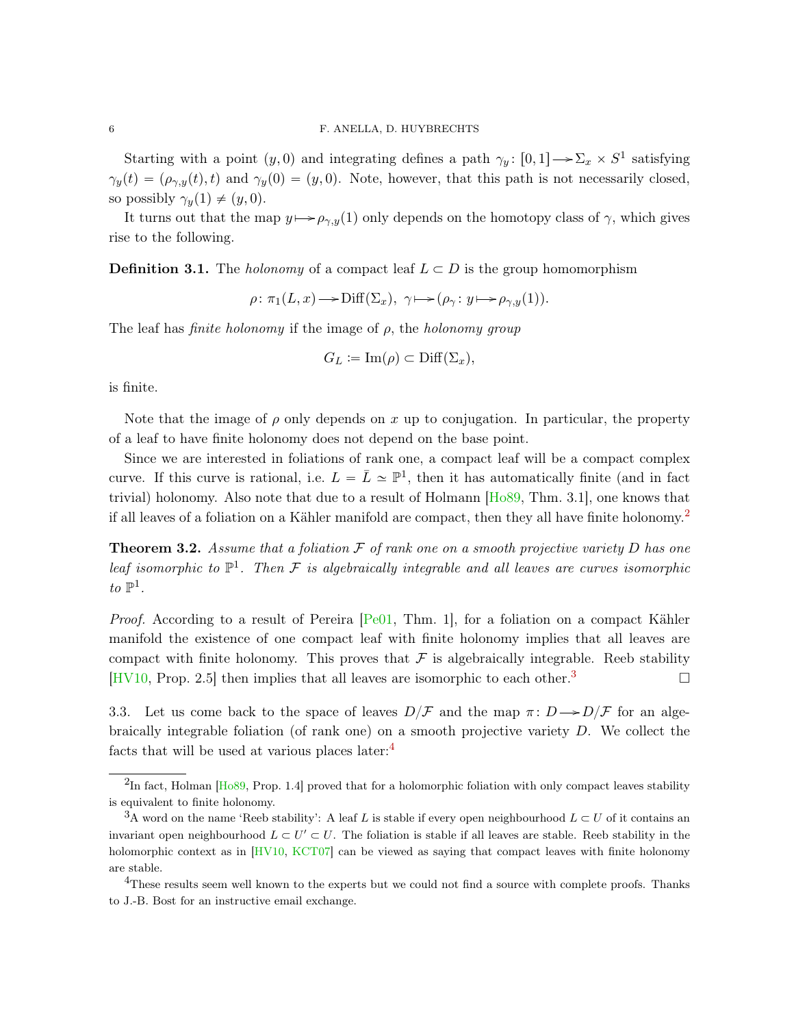Starting with a point $(y, 0)$ and integrating defines a path $\gamma_y \colon [0,1] \longrightarrow \Sigma_x \times S^1$ satisfying $\gamma_y(t) = (\rho_{\gamma,y}(t), t)$ and $\gamma_y(0) = (y, 0)$. Note, however, that this path is not necessarily closed, so possibly $\gamma_y(1) \neq (y, 0)$.

It turns out that the map $y \longmapsto \rho_{\gamma,y}(1)$ only depends on the homotopy class of $\gamma$, which gives rise to the following.

**Definition 3.1.** The *holonomy* of a compact leaf $L \subset D$ is the group homomorphism

$$\rho \colon \pi_1(L, x) \longrightarrow \mathrm{Diff}(\Sigma_x), \ \gamma \longmapsto (\rho_\gamma \colon y \longmapsto \rho_{\gamma,y}(1)).$$

The leaf has *finite holonomy* if the image of $\rho$, the *holonomy group*

$$G_L \coloneqq \mathrm{Im}(\rho) \subset \mathrm{Diff}(\Sigma_x),$$

is finite.

Note that the image of $\rho$ only depends on $x$ up to conjugation. In particular, the property of a leaf to have finite holonomy does not depend on the base point.

Since we are interested in foliations of rank one, a compact leaf will be a compact complex curve. If this curve is rational, i.e. $L = \bar{L} \simeq \mathbb{P}^1$, then it has automatically finite (and in fact trivial) holonomy. Also note that due to a result of Holmann [Ho89, Thm. 3.1], one knows that if all leaves of a foliation on a Kähler manifold are compact, then they all have finite holonomy.[2]

**Theorem 3.2.** *Assume that a foliation $\mathcal{F}$ of rank one on a smooth projective variety $D$ has one leaf isomorphic to $\mathbb{P}^1$. Then $\mathcal{F}$ is algebraically integrable and all leaves are curves isomorphic to $\mathbb{P}^1$.*

*Proof.* According to a result of Pereira [Pe01, Thm. 1], for a foliation on a compact Kähler manifold the existence of one compact leaf with finite holonomy implies that all leaves are compact with finite holonomy. This proves that $\mathcal{F}$ is algebraically integrable. Reeb stability [HV10, Prop. 2.5] then implies that all leaves are isomorphic to each other.[3] □

3.3. Let us come back to the space of leaves $D/\mathcal{F}$ and the map $\pi \colon D \longrightarrow D/\mathcal{F}$ for an algebraically integrable foliation (of rank one) on a smooth projective variety $D$. We collect the facts that will be used at various places later:[4]

---

[2] In fact, Holman [Ho89, Prop. 1.4] proved that for a holomorphic foliation with only compact leaves stability is equivalent to finite holonomy.

[3] A word on the name 'Reeb stability': A leaf $L$ is stable if every open neighbourhood $L \subset U$ of it contains an invariant open neighbourhood $L \subset U' \subset U$. The foliation is stable if all leaves are stable. Reeb stability in the holomorphic context as in [HV10, KCT07] can be viewed as saying that compact leaves with finite holonomy are stable.

[4] These results seem well known to the experts but we could not find a source with complete proofs. Thanks to J.-B. Bost for an instructive email exchange.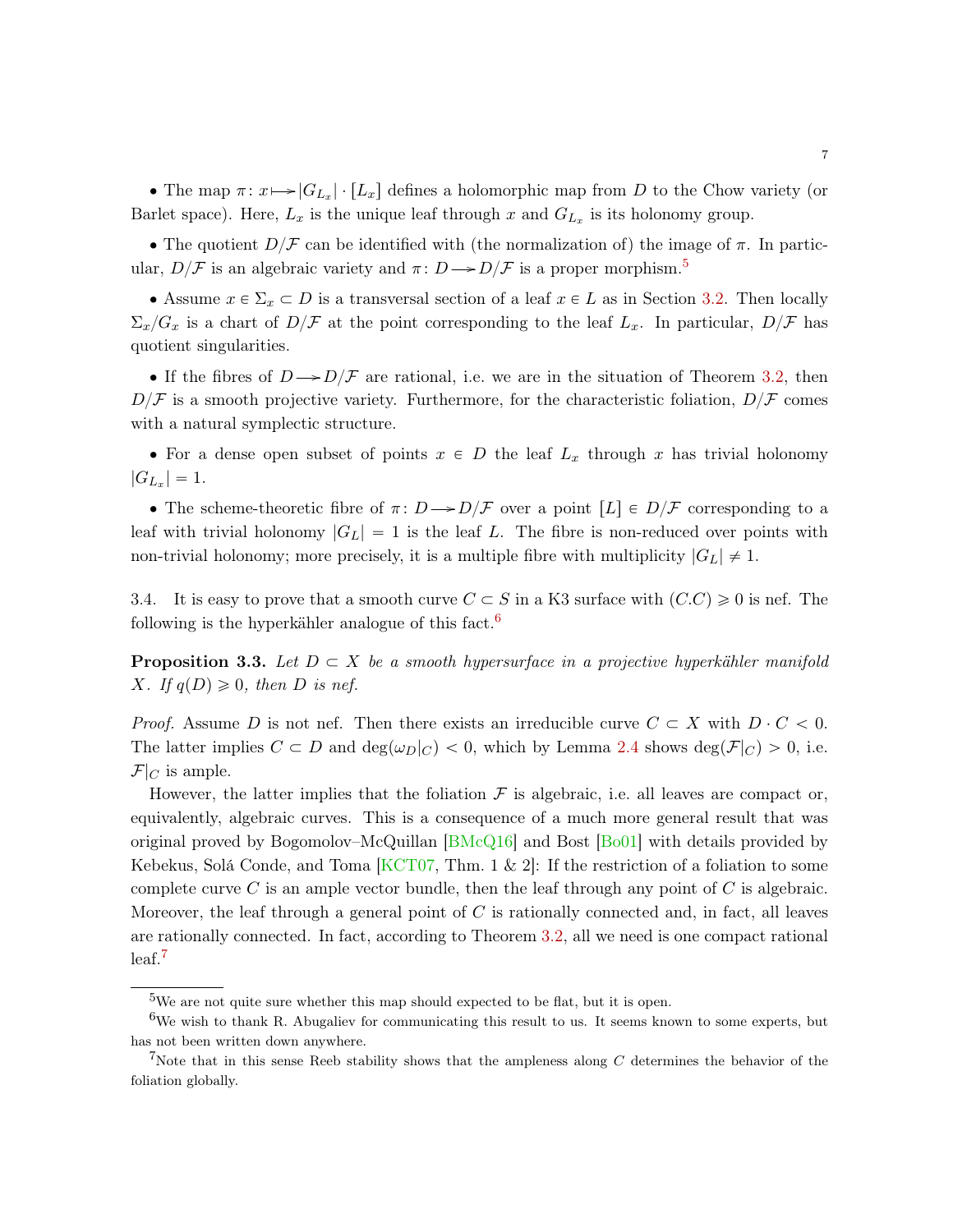- The map $\pi\colon x \longmapsto |G_{L_x}| \cdot [L_x]$ defines a holomorphic map from $D$ to the Chow variety (or Barlet space). Here, $L_x$ is the unique leaf through $x$ and $G_{L_x}$ is its holonomy group.

- The quotient $D/\mathcal{F}$ can be identified with (the normalization of) the image of $\pi$. In particular, $D/\mathcal{F}$ is an algebraic variety and $\pi\colon D \twoheadrightarrow D/\mathcal{F}$ is a proper morphism.[5]

- Assume $x \in \Sigma_x \subset D$ is a transversal section of a leaf $x \in L$ as in Section 3.2. Then locally $\Sigma_x/G_x$ is a chart of $D/\mathcal{F}$ at the point corresponding to the leaf $L_x$. In particular, $D/\mathcal{F}$ has quotient singularities.

- If the fibres of $D \twoheadrightarrow D/\mathcal{F}$ are rational, i.e. we are in the situation of Theorem 3.2, then $D/\mathcal{F}$ is a smooth projective variety. Furthermore, for the characteristic foliation, $D/\mathcal{F}$ comes with a natural symplectic structure.

- For a dense open subset of points $x \in D$ the leaf $L_x$ through $x$ has trivial holonomy $|G_{L_x}| = 1$.

- The scheme-theoretic fibre of $\pi\colon D \twoheadrightarrow D/\mathcal{F}$ over a point $[L] \in D/\mathcal{F}$ corresponding to a leaf with trivial holonomy $|G_L| = 1$ is the leaf $L$. The fibre is non-reduced over points with non-trivial holonomy; more precisely, it is a multiple fibre with multiplicity $|G_L| \neq 1$.

3.4. It is easy to prove that a smooth curve $C \subset S$ in a K3 surface with $(C.C) \geqslant 0$ is nef. The following is the hyperkähler analogue of this fact.[6]

**Proposition 3.3.** *Let $D \subset X$ be a smooth hypersurface in a projective hyperkähler manifold $X$. If $q(D) \geqslant 0$, then $D$ is nef.*

*Proof.* Assume $D$ is not nef. Then there exists an irreducible curve $C \subset X$ with $D \cdot C < 0$. The latter implies $C \subset D$ and $\deg(\omega_D|_C) < 0$, which by Lemma 2.4 shows $\deg(\mathcal{F}|_C) > 0$, i.e. $\mathcal{F}|_C$ is ample.

However, the latter implies that the foliation $\mathcal{F}$ is algebraic, i.e. all leaves are compact or, equivalently, algebraic curves. This is a consequence of a much more general result that was original proved by Bogomolov–McQuillan [BMcQ16] and Bost [Bo01] with details provided by Kebekus, Solá Conde, and Toma [KCT07, Thm. 1 & 2]: If the restriction of a foliation to some complete curve $C$ is an ample vector bundle, then the leaf through any point of $C$ is algebraic. Moreover, the leaf through a general point of $C$ is rationally connected and, in fact, all leaves are rationally connected. In fact, according to Theorem 3.2, all we need is one compact rational leaf.[7]

---

[5] We are not quite sure whether this map should expected to be flat, but it is open.

[6] We wish to thank R. Abugaliev for communicating this result to us. It seems known to some experts, but has not been written down anywhere.

[7] Note that in this sense Reeb stability shows that the ampleness along $C$ determines the behavior of the foliation globally.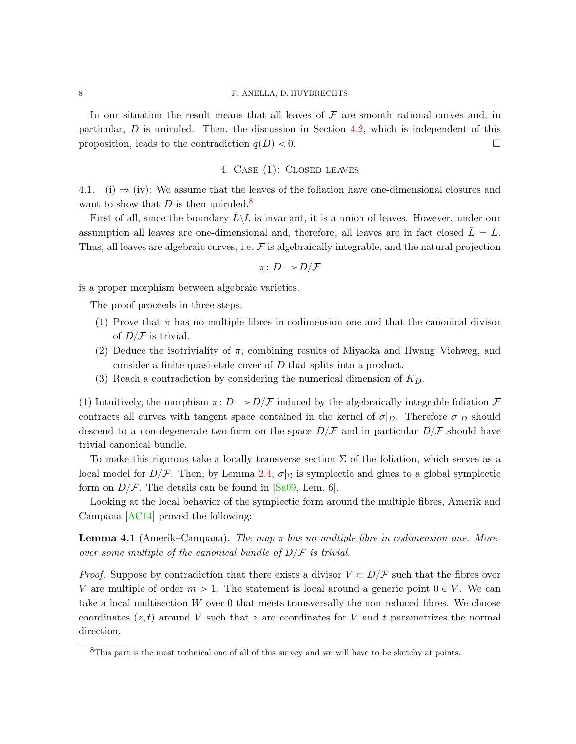In our situation the result means that all leaves of $\mathcal{F}$ are smooth rational curves and, in particular, $D$ is uniruled. Then, the discussion in Section 4.2, which is independent of this proposition, leads to the contradiction $q(D) < 0$. □

## 4. Case (1): Closed leaves

4.1. (i) ⇒ (iv): We assume that the leaves of the foliation have one-dimensional closures and want to show that $D$ is then uniruled.[8]

First of all, since the boundary $\bar{L}\backslash L$ is invariant, it is a union of leaves. However, under our assumption all leaves are one-dimensional and, therefore, all leaves are in fact closed $\bar{L} = L$. Thus, all leaves are algebraic curves, i.e. $\mathcal{F}$ is algebraically integrable, and the natural projection

$$\pi\colon D \twoheadrightarrow D/\mathcal{F}$$

is a proper morphism between algebraic varieties.

The proof proceeds in three steps.

1. Prove that $\pi$ has no multiple fibres in codimension one and that the canonical divisor of $D/\mathcal{F}$ is trivial.
2. Deduce the isotriviality of $\pi$, combining results of Miyaoka and Hwang–Viehweg, and consider a finite quasi-étale cover of $D$ that splits into a product.
3. Reach a contradiction by considering the numerical dimension of $K_D$.

(1) Intuitively, the morphism $\pi\colon D \twoheadrightarrow D/\mathcal{F}$ induced by the algebraically integrable foliation $\mathcal{F}$ contracts all curves with tangent space contained in the kernel of $\sigma|_D$. Therefore $\sigma|_D$ should descend to a non-degenerate two-form on the space $D/\mathcal{F}$ and in particular $D/\mathcal{F}$ should have trivial canonical bundle.

To make this rigorous take a locally transverse section $\Sigma$ of the foliation, which serves as a local model for $D/\mathcal{F}$. Then, by Lemma 2.4, $\sigma|_\Sigma$ is symplectic and glues to a global symplectic form on $D/\mathcal{F}$. The details can be found in [Sa09, Lem. 6].

Looking at the local behavior of the symplectic form around the multiple fibres, Amerik and Campana [AC14] proved the following:

**Lemma 4.1** (Amerik–Campana)**.** *The map $\pi$ has no multiple fibre in codimension one. Moreover some multiple of the canonical bundle of $D/\mathcal{F}$ is trivial.*

*Proof.* Suppose by contradiction that there exists a divisor $V \subset D/\mathcal{F}$ such that the fibres over $V$ are multiple of order $m > 1$. The statement is local around a generic point $0 \in V$. We can take a local multisection $W$ over 0 that meets transversally the non-reduced fibres. We choose coordinates $(z, t)$ around $V$ such that $z$ are coordinates for $V$ and $t$ parametrizes the normal direction.

---

[8] This part is the most technical one of all of this survey and we will have to be sketchy at points.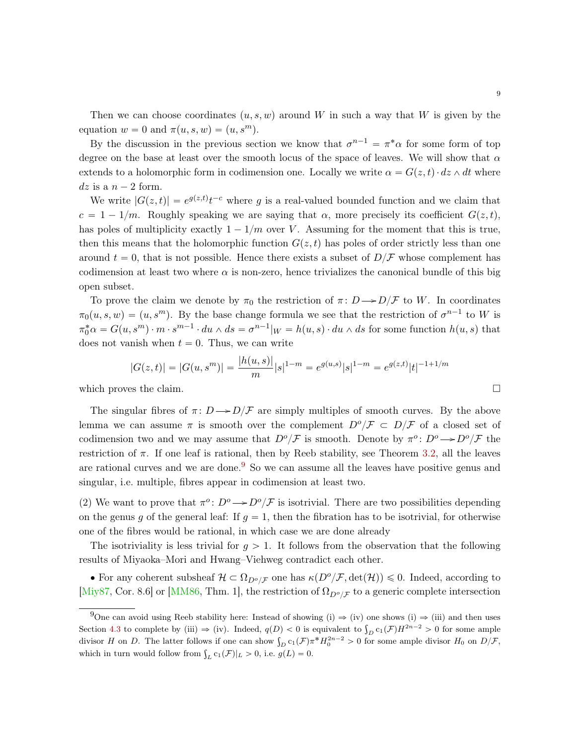Then we can choose coordinates $(u, s, w)$ around $W$ in such a way that $W$ is given by the equation $w = 0$ and $\pi(u, s, w) = (u, s^m)$.

By the discussion in the previous section we know that $\sigma^{n-1} = \pi^*\alpha$ for some form of top degree on the base at least over the smooth locus of the space of leaves. We will show that $\alpha$ extends to a holomorphic form in codimension one. Locally we write $\alpha = G(z, t) \cdot dz \wedge dt$ where $dz$ is a $n-2$ form.

We write $|G(z, t)| = e^{g(z,t)} t^{-c}$ where $g$ is a real-valued bounded function and we claim that $c = 1 - 1/m$. Roughly speaking we are saying that $\alpha$, more precisely its coefficient $G(z, t)$, has poles of multiplicity exactly $1 - 1/m$ over $V$. Assuming for the moment that this is true, then this means that the holomorphic function $G(z, t)$ has poles of order strictly less than one around $t = 0$, that is not possible. Hence there exists a subset of $D/\mathcal{F}$ whose complement has codimension at least two where $\alpha$ is non-zero, hence trivializes the canonical bundle of this big open subset.

To prove the claim we denote by $\pi_0$ the restriction of $\pi\colon D \dashrightarrow D/\mathcal{F}$ to $W$. In coordinates $\pi_0(u, s, w) = (u, s^m)$. By the base change formula we see that the restriction of $\sigma^{n-1}$ to $W$ is $\pi_0^*\alpha = G(u, s^m) \cdot m \cdot s^{m-1} \cdot du \wedge ds = \sigma^{n-1}|_W = h(u, s) \cdot du \wedge ds$ for some function $h(u, s)$ that does not vanish when $t = 0$. Thus, we can write

$$|G(z, t)| = |G(u, s^m)| = \frac{|h(u, s)|}{m} |s|^{1-m} = e^{g(u,s)} |s|^{1-m} = e^{g(z,t)} |t|^{-1+1/m}$$

which proves the claim. □

The singular fibres of $\pi\colon D \dashrightarrow D/\mathcal{F}$ are simply multiples of smooth curves. By the above lemma we can assume $\pi$ is smooth over the complement $D^o/\mathcal{F} \subset D/\mathcal{F}$ of a closed set of codimension two and we may assume that $D^o/\mathcal{F}$ is smooth. Denote by $\pi^o\colon D^o \dashrightarrow D^o/\mathcal{F}$ the restriction of $\pi$. If one leaf is rational, then by Reeb stability, see Theorem 3.2, all the leaves are rational curves and we are done.[9] So we can assume all the leaves have positive genus and singular, i.e. multiple, fibres appear in codimension at least two.

(2) We want to prove that $\pi^o\colon D^o \dashrightarrow D^o/\mathcal{F}$ is isotrivial. There are two possibilities depending on the genus $g$ of the general leaf: If $g = 1$, then the fibration has to be isotrivial, for otherwise one of the fibres would be rational, in which case we are done already

The isotriviality is less trivial for $g > 1$. It follows from the observation that the following results of Miyaoka–Mori and Hwang–Viehweg contradict each other.

- For any coherent subsheaf $\mathcal{H} \subset \Omega_{D^o/\mathcal{F}}$ one has $\kappa(D^o/\mathcal{F}, \det(\mathcal{H})) \leqslant 0$. Indeed, according to [Miy87, Cor. 8.6] or [MM86, Thm. 1], the restriction of $\Omega_{D^o/\mathcal{F}}$ to a generic complete intersection

[9] One can avoid using Reeb stability here: Instead of showing (i) ⇒ (iv) one shows (i) ⇒ (iii) and then uses Section 4.3 to complete by (iii) ⇒ (iv). Indeed, $q(D) < 0$ is equivalent to $\int_D c_1(\mathcal{F}) H^{2n-2} > 0$ for some ample divisor $H$ on $D$. The latter follows if one can show $\int_D c_1(\mathcal{F}) \pi^* H_0^{2n-2} > 0$ for some ample divisor $H_0$ on $D/\mathcal{F}$, which in turn would follow from $\int_L c_1(\mathcal{F})|_L > 0$, i.e. $g(L) = 0$.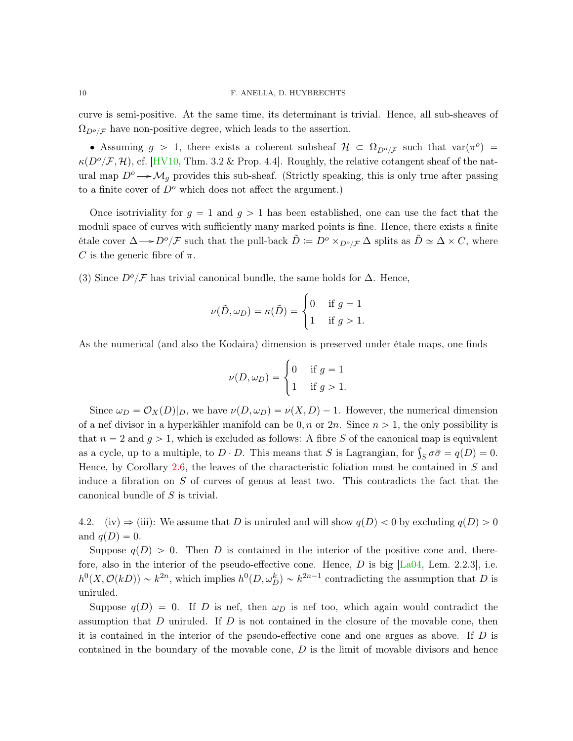curve is semi-positive. At the same time, its determinant is trivial. Hence, all sub-sheaves of $\Omega_{D^o/\mathcal{F}}$ have non-positive degree, which leads to the assertion.

- Assuming $g > 1$, there exists a coherent subsheaf $\mathcal{H} \subset \Omega_{D^o/\mathcal{F}}$ such that $\mathrm{var}(\pi^o) = \kappa(D^o/\mathcal{F}, \mathcal{H})$, cf. [HV10, Thm. 3.2 & Prop. 4.4]. Roughly, the relative cotangent sheaf of the natural map $D^o \twoheadrightarrow \mathcal{M}_g$ provides this sub-sheaf. (Strictly speaking, this is only true after passing to a finite cover of $D^o$ which does not affect the argument.)

Once isotriviality for $g = 1$ and $g > 1$ has been established, one can use the fact that the moduli space of curves with sufficiently many marked points is fine. Hence, there exists a finite étale cover $\Delta \twoheadrightarrow D^o/\mathcal{F}$ such that the pull-back $\tilde{D} \coloneqq D^o \times_{D^o/\mathcal{F}} \Delta$ splits as $\tilde{D} \simeq \Delta \times C$, where $C$ is the generic fibre of $\pi$.

(3) Since $D^o/\mathcal{F}$ has trivial canonical bundle, the same holds for $\Delta$. Hence,

$$\nu(\tilde{D}, \omega_D) = \kappa(\tilde{D}) = \begin{cases} 0 & \text{if } g = 1 \\ 1 & \text{if } g > 1. \end{cases}$$

As the numerical (and also the Kodaira) dimension is preserved under étale maps, one finds

$$\nu(D, \omega_D) = \begin{cases} 0 & \text{if } g = 1 \\ 1 & \text{if } g > 1. \end{cases}$$

Since $\omega_D = \mathcal{O}_X(D)|_D$, we have $\nu(D, \omega_D) = \nu(X, D) - 1$. However, the numerical dimension of a nef divisor in a hyperkähler manifold can be $0, n$ or $2n$. Since $n > 1$, the only possibility is that $n = 2$ and $g > 1$, which is excluded as follows: A fibre $S$ of the canonical map is equivalent as a cycle, up to a multiple, to $D \cdot D$. This means that $S$ is Lagrangian, for $\int_S \sigma\bar{\sigma} = q(D) = 0$. Hence, by Corollary 2.6, the leaves of the characteristic foliation must be contained in $S$ and induce a fibration on $S$ of curves of genus at least two. This contradicts the fact that the canonical bundle of $S$ is trivial.

4.2. (iv) ⇒ (iii): We assume that $D$ is uniruled and will show $q(D) < 0$ by excluding $q(D) > 0$ and $q(D) = 0$.

Suppose $q(D) > 0$. Then $D$ is contained in the interior of the positive cone and, therefore, also in the interior of the pseudo-effective cone. Hence, $D$ is big [La04, Lem. 2.2.3], i.e. $h^0(X, \mathcal{O}(kD)) \sim k^{2n}$, which implies $h^0(D, \omega_D^k) \sim k^{2n-1}$ contradicting the assumption that $D$ is uniruled.

Suppose $q(D) = 0$. If $D$ is nef, then $\omega_D$ is nef too, which again would contradict the assumption that $D$ uniruled. If $D$ is not contained in the closure of the movable cone, then it is contained in the interior of the pseudo-effective cone and one argues as above. If $D$ is contained in the boundary of the movable cone, $D$ is the limit of movable divisors and hence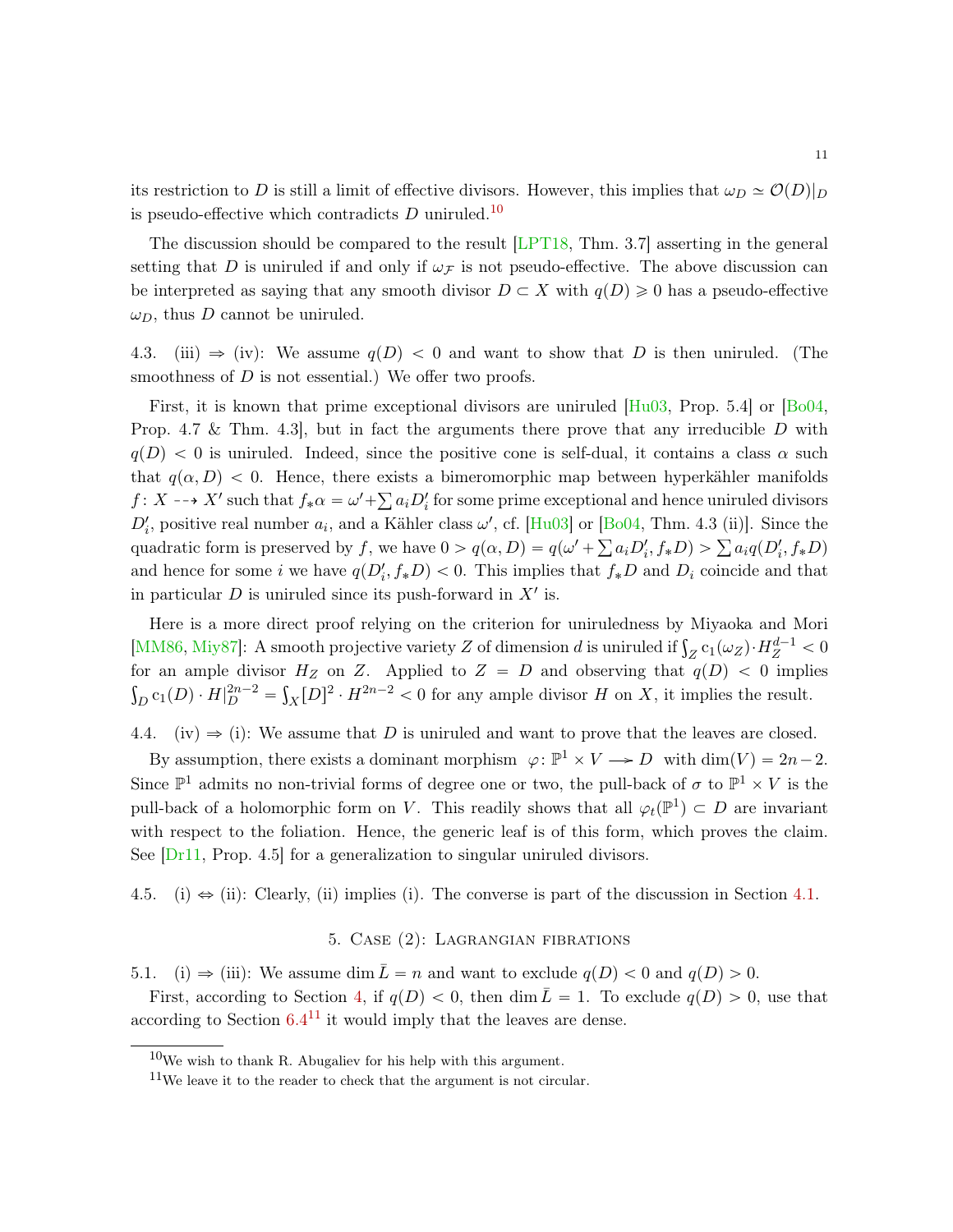its restriction to $D$ is still a limit of effective divisors. However, this implies that $\omega_D \simeq \mathcal{O}(D)|_D$ is pseudo-effective which contradicts $D$ uniruled.[10]

The discussion should be compared to the result [LPT18, Thm. 3.7] asserting in the general setting that $D$ is uniruled if and only if $\omega_{\mathcal{F}}$ is not pseudo-effective. The above discussion can be interpreted as saying that any smooth divisor $D \subset X$ with $q(D) \geqslant 0$ has a pseudo-effective $\omega_D$, thus $D$ cannot be uniruled.

4.3. (iii) $\Rightarrow$ (iv): We assume $q(D) < 0$ and want to show that $D$ is then uniruled. (The smoothness of $D$ is not essential.) We offer two proofs.

First, it is known that prime exceptional divisors are uniruled [Hu03, Prop. 5.4] or [Bo04, Prop. 4.7 & Thm. 4.3], but in fact the arguments there prove that any irreducible $D$ with $q(D) < 0$ is uniruled. Indeed, since the positive cone is self-dual, it contains a class $\alpha$ such that $q(\alpha, D) < 0$. Hence, there exists a bimeromorphic map between hyperkähler manifolds $f \colon X \dashrightarrow X'$ such that $f_*\alpha = \omega' + \sum a_i D_i'$ for some prime exceptional and hence uniruled divisors $D_i'$, positive real number $a_i$, and a Kähler class $\omega'$, cf. [Hu03] or [Bo04, Thm. 4.3 (ii)]. Since the quadratic form is preserved by $f$, we have $0 > q(\alpha, D) = q(\omega' + \sum a_i D_i', f_*D) > \sum a_i q(D_i', f_*D)$ and hence for some $i$ we have $q(D_i', f_*D) < 0$. This implies that $f_*D$ and $D_i$ coincide and that in particular $D$ is uniruled since its push-forward in $X'$ is.

Here is a more direct proof relying on the criterion for uniruledness by Miyaoka and Mori [MM86, Miy87]: A smooth projective variety $Z$ of dimension $d$ is uniruled if $\int_Z \mathrm{c}_1(\omega_Z) \cdot H_Z^{d-1} < 0$ for an ample divisor $H_Z$ on $Z$. Applied to $Z = D$ and observing that $q(D) < 0$ implies $\int_D \mathrm{c}_1(D) \cdot H|_D^{2n-2} = \int_X [D]^2 \cdot H^{2n-2} < 0$ for any ample divisor $H$ on $X$, it implies the result.

4.4. (iv) $\Rightarrow$ (i): We assume that $D$ is uniruled and want to prove that the leaves are closed.

By assumption, there exists a dominant morphism $\varphi \colon \mathbb{P}^1 \times V \twoheadrightarrow D$ with $\dim(V) = 2n-2$. Since $\mathbb{P}^1$ admits no non-trivial forms of degree one or two, the pull-back of $\sigma$ to $\mathbb{P}^1 \times V$ is the pull-back of a holomorphic form on $V$. This readily shows that all $\varphi_t(\mathbb{P}^1) \subset D$ are invariant with respect to the foliation. Hence, the generic leaf is of this form, which proves the claim. See [Dr11, Prop. 4.5] for a generalization to singular uniruled divisors.

4.5. (i) $\Leftrightarrow$ (ii): Clearly, (ii) implies (i). The converse is part of the discussion in Section 4.1.

## 5. Case (2): Lagrangian fibrations

5.1. (i) $\Rightarrow$ (iii): We assume $\dim \bar{L} = n$ and want to exclude $q(D) < 0$ and $q(D) > 0$.

First, according to Section 4, if $q(D) < 0$, then $\dim \bar{L} = 1$. To exclude $q(D) > 0$, use that according to Section 6.4[11] it would imply that the leaves are dense.

---

[10] We wish to thank R. Abugaliev for his help with this argument.

[11] We leave it to the reader to check that the argument is not circular.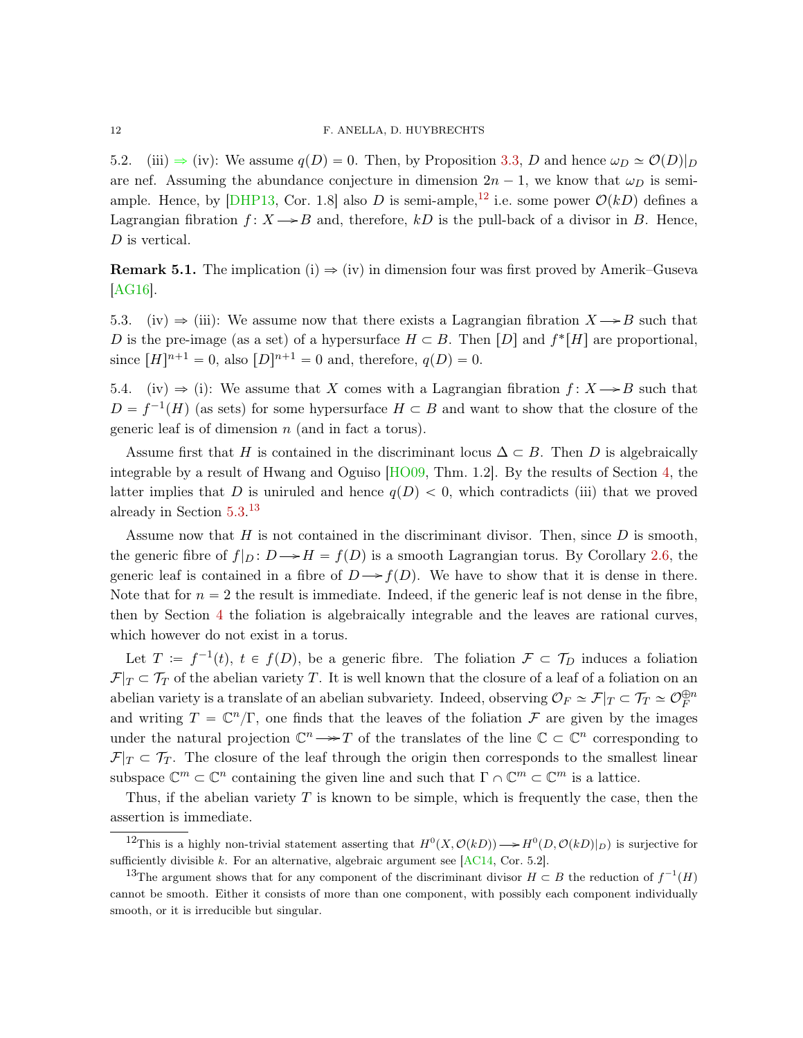5.2. (iii) ⇒ (iv): We assume $q(D) = 0$. Then, by Proposition 3.3, $D$ and hence $\omega_D \simeq \mathcal{O}(D)|_D$ are nef. Assuming the abundance conjecture in dimension $2n-1$, we know that $\omega_D$ is semi-ample. Hence, by [DHP13, Cor. 1.8] also $D$ is semi-ample,[12] i.e. some power $\mathcal{O}(kD)$ defines a Lagrangian fibration $f\colon X \longrightarrow B$ and, therefore, $kD$ is the pull-back of a divisor in $B$. Hence, $D$ is vertical.

**Remark 5.1.** The implication (i) ⇒ (iv) in dimension four was first proved by Amerik–Guseva [AG16].

5.3. (iv) ⇒ (iii): We assume now that there exists a Lagrangian fibration $X \longrightarrow B$ such that $D$ is the pre-image (as a set) of a hypersurface $H \subset B$. Then $[D]$ and $f^*[H]$ are proportional, since $[H]^{n+1} = 0$, also $[D]^{n+1} = 0$ and, therefore, $q(D) = 0$.

5.4. (iv) ⇒ (i): We assume that $X$ comes with a Lagrangian fibration $f\colon X \longrightarrow B$ such that $D = f^{-1}(H)$ (as sets) for some hypersurface $H \subset B$ and want to show that the closure of the generic leaf is of dimension $n$ (and in fact a torus).

Assume first that $H$ is contained in the discriminant locus $\Delta \subset B$. Then $D$ is algebraically integrable by a result of Hwang and Oguiso [HO09, Thm. 1.2]. By the results of Section 4, the latter implies that $D$ is uniruled and hence $q(D) < 0$, which contradicts (iii) that we proved already in Section 5.3.[13]

Assume now that $H$ is not contained in the discriminant divisor. Then, since $D$ is smooth, the generic fibre of $f|_D\colon D \longrightarrow H = f(D)$ is a smooth Lagrangian torus. By Corollary 2.6, the generic leaf is contained in a fibre of $D \longrightarrow f(D)$. We have to show that it is dense in there. Note that for $n = 2$ the result is immediate. Indeed, if the generic leaf is not dense in the fibre, then by Section 4 the foliation is algebraically integrable and the leaves are rational curves, which however do not exist in a torus.

Let $T \coloneqq f^{-1}(t)$, $t \in f(D)$, be a generic fibre. The foliation $\mathcal{F} \subset \mathcal{T}_D$ induces a foliation $\mathcal{F}|_T \subset \mathcal{T}_T$ of the abelian variety $T$. It is well known that the closure of a leaf of a foliation on an abelian variety is a translate of an abelian subvariety. Indeed, observing $\mathcal{O}_F \simeq \mathcal{F}|_T \subset \mathcal{T}_T \simeq \mathcal{O}_F^{\oplus n}$ and writing $T = \mathbb{C}^n/\Gamma$, one finds that the leaves of the foliation $\mathcal{F}$ are given by the images under the natural projection $\mathbb{C}^n \twoheadrightarrow T$ of the translates of the line $\mathbb{C} \subset \mathbb{C}^n$ corresponding to $\mathcal{F}|_T \subset \mathcal{T}_T$. The closure of the leaf through the origin then corresponds to the smallest linear subspace $\mathbb{C}^m \subset \mathbb{C}^n$ containing the given line and such that $\Gamma \cap \mathbb{C}^m \subset \mathbb{C}^m$ is a lattice.

Thus, if the abelian variety $T$ is known to be simple, which is frequently the case, then the assertion is immediate.

---

[12] This is a highly non-trivial statement asserting that $H^0(X, \mathcal{O}(kD)) \longrightarrow H^0(D, \mathcal{O}(kD)|_D)$ is surjective for sufficiently divisible $k$. For an alternative, algebraic argument see [AC14, Cor. 5.2].

[13] The argument shows that for any component of the discriminant divisor $H \subset B$ the reduction of $f^{-1}(H)$ cannot be smooth. Either it consists of more than one component, with possibly each component individually smooth, or it is irreducible but singular.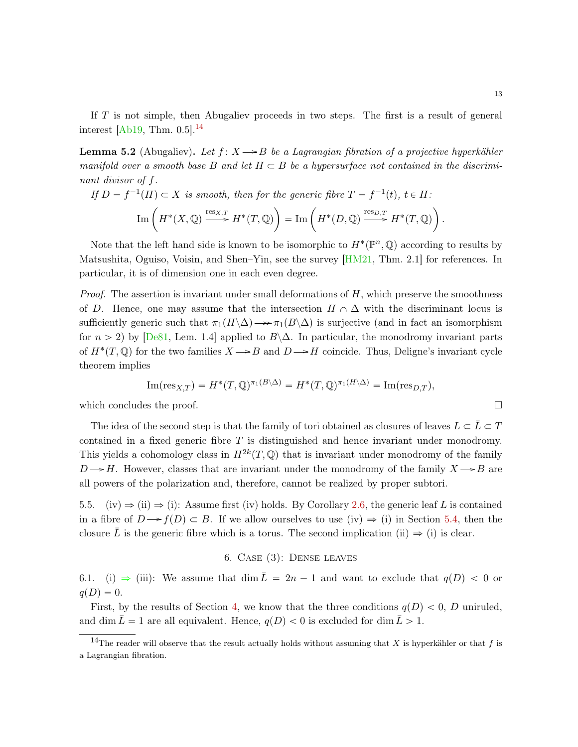If $T$ is not simple, then Abugaliev proceeds in two steps. The first is a result of general interest [Ab19, Thm. 0.5].[14]

**Lemma 5.2** (Abugaliev)**.** *Let $f\colon X \twoheadrightarrow B$ be a Lagrangian fibration of a projective hyperkähler manifold over a smooth base $B$ and let $H \subset B$ be a hypersurface not contained in the discriminant divisor of $f$.*

*If $D = f^{-1}(H) \subset X$ is smooth, then for the generic fibre $T = f^{-1}(t)$, $t \in H$:*

$$\operatorname{Im}\left( H^*(X, \mathbb{Q}) \xrightarrow{\operatorname{res}_{X,T}} H^*(T, \mathbb{Q}) \right) = \operatorname{Im}\left( H^*(D, \mathbb{Q}) \xrightarrow{\operatorname{res}_{D,T}} H^*(T, \mathbb{Q}) \right).$$

Note that the left hand side is known to be isomorphic to $H^*(\mathbb{P}^n, \mathbb{Q})$ according to results by Matsushita, Oguiso, Voisin, and Shen–Yin, see the survey [HM21, Thm. 2.1] for references. In particular, it is of dimension one in each even degree.

*Proof.* The assertion is invariant under small deformations of $H$, which preserve the smoothness of $D$. Hence, one may assume that the intersection $H \cap \Delta$ with the discriminant locus is sufficiently generic such that $\pi_1(H \backslash \Delta) \twoheadrightarrow \pi_1(B \backslash \Delta)$ is surjective (and in fact an isomorphism for $n > 2$) by [De81, Lem. 1.4] applied to $B \backslash \Delta$. In particular, the monodromy invariant parts of $H^*(T, \mathbb{Q})$ for the two families $X \twoheadrightarrow B$ and $D \twoheadrightarrow H$ coincide. Thus, Deligne's invariant cycle theorem implies

$$\operatorname{Im}(\operatorname{res}_{X,T}) = H^*(T, \mathbb{Q})^{\pi_1(B \backslash \Delta)} = H^*(T, \mathbb{Q})^{\pi_1(H \backslash \Delta)} = \operatorname{Im}(\operatorname{res}_{D,T}),$$

which concludes the proof. $\square$

The idea of the second step is that the family of tori obtained as closures of leaves $L \subset \bar{L} \subset T$ contained in a fixed generic fibre $T$ is distinguished and hence invariant under monodromy. This yields a cohomology class in $H^{2k}(T, \mathbb{Q})$ that is invariant under monodromy of the family $D \twoheadrightarrow H$. However, classes that are invariant under the monodromy of the family $X \twoheadrightarrow B$ are all powers of the polarization and, therefore, cannot be realized by proper subtori.

5.5. (iv) $\Rightarrow$ (ii) $\Rightarrow$ (i): Assume first (iv) holds. By Corollary 2.6, the generic leaf $L$ is contained in a fibre of $D \twoheadrightarrow f(D) \subset B$. If we allow ourselves to use (iv) $\Rightarrow$ (i) in Section 5.4, then the closure $\bar{L}$ is the generic fibre which is a torus. The second implication (ii) $\Rightarrow$ (i) is clear.

## 6. Case (3): Dense leaves

6.1. (i) $\Rightarrow$ (iii): We assume that $\dim \bar{L} = 2n - 1$ and want to exclude that $q(D) < 0$ or $q(D) = 0$.

First, by the results of Section 4, we know that the three conditions $q(D) < 0$, $D$ uniruled, and $\dim \bar{L} = 1$ are all equivalent. Hence, $q(D) < 0$ is excluded for $\dim \bar{L} > 1$.

[14] The reader will observe that the result actually holds without assuming that $X$ is hyperkähler or that $f$ is a Lagrangian fibration.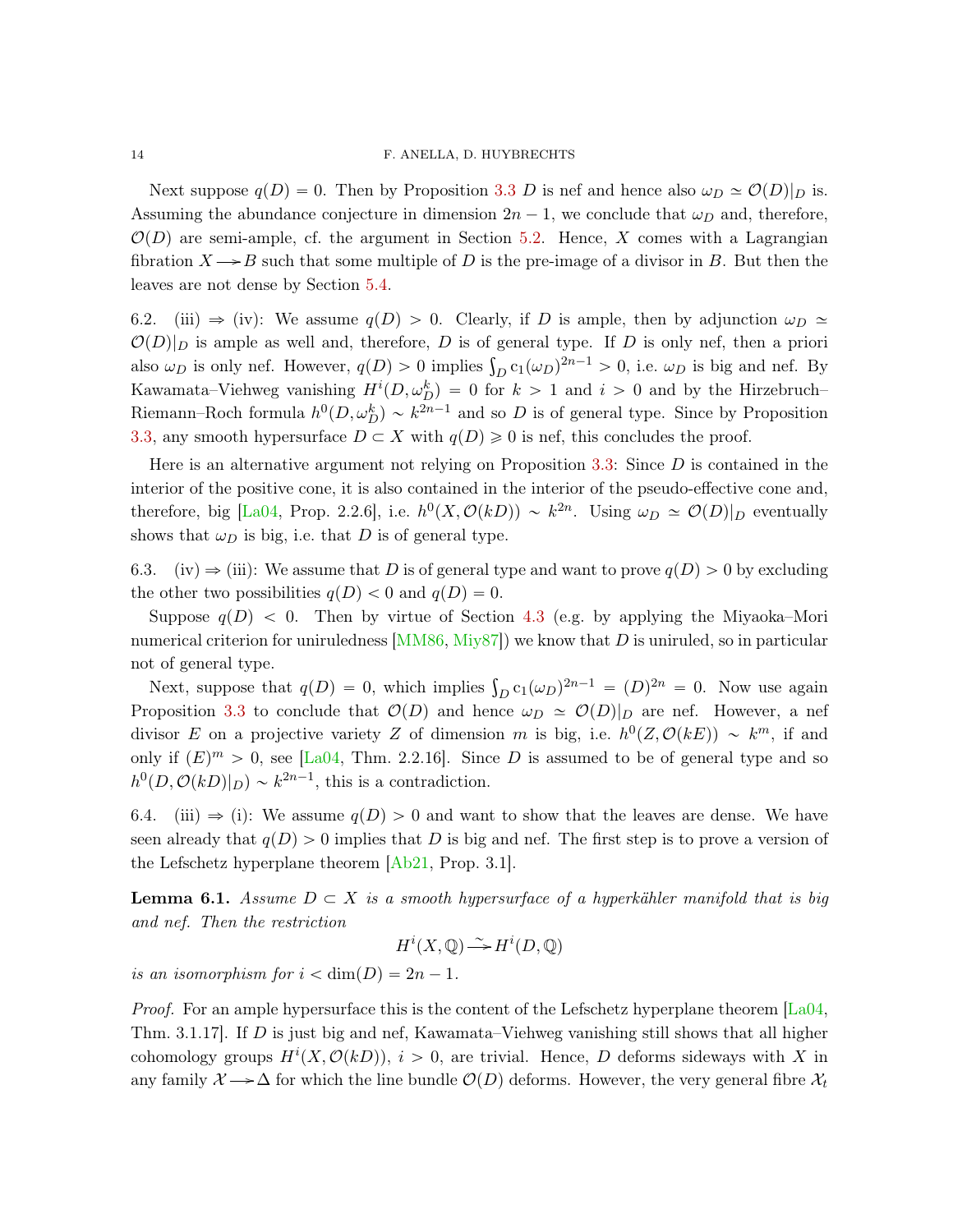Next suppose $q(D) = 0$. Then by Proposition 3.3 $D$ is nef and hence also $\omega_D \simeq \mathcal{O}(D)|_D$ is. Assuming the abundance conjecture in dimension $2n-1$, we conclude that $\omega_D$ and, therefore, $\mathcal{O}(D)$ are semi-ample, cf. the argument in Section 5.2. Hence, $X$ comes with a Lagrangian fibration $X \twoheadrightarrow B$ such that some multiple of $D$ is the pre-image of a divisor in $B$. But then the leaves are not dense by Section 5.4.

6.2. (iii) $\Rightarrow$ (iv): We assume $q(D) > 0$. Clearly, if $D$ is ample, then by adjunction $\omega_D \simeq \mathcal{O}(D)|_D$ is ample as well and, therefore, $D$ is of general type. If $D$ is only nef, then a priori also $\omega_D$ is only nef. However, $q(D) > 0$ implies $\int_D \mathrm{c}_1(\omega_D)^{2n-1} > 0$, i.e. $\omega_D$ is big and nef. By Kawamata–Viehweg vanishing $H^i(D, \omega_D^k) = 0$ for $k > 1$ and $i > 0$ and by the Hirzebruch–Riemann–Roch formula $h^0(D, \omega_D^k) \sim k^{2n-1}$ and so $D$ is of general type. Since by Proposition 3.3, any smooth hypersurface $D \subset X$ with $q(D) \geqslant 0$ is nef, this concludes the proof.

Here is an alternative argument not relying on Proposition 3.3: Since $D$ is contained in the interior of the positive cone, it is also contained in the interior of the pseudo-effective cone and, therefore, big [La04, Prop. 2.2.6], i.e. $h^0(X, \mathcal{O}(kD)) \sim k^{2n}$. Using $\omega_D \simeq \mathcal{O}(D)|_D$ eventually shows that $\omega_D$ is big, i.e. that $D$ is of general type.

6.3. (iv) $\Rightarrow$ (iii): We assume that $D$ is of general type and want to prove $q(D) > 0$ by excluding the other two possibilities $q(D) < 0$ and $q(D) = 0$.

Suppose $q(D) < 0$. Then by virtue of Section 4.3 (e.g. by applying the Miyaoka–Mori numerical criterion for uniruledness [MM86, Miy87]) we know that $D$ is uniruled, so in particular not of general type.

Next, suppose that $q(D) = 0$, which implies $\int_D \mathrm{c}_1(\omega_D)^{2n-1} = (D)^{2n} = 0$. Now use again Proposition 3.3 to conclude that $\mathcal{O}(D)$ and hence $\omega_D \simeq \mathcal{O}(D)|_D$ are nef. However, a nef divisor $E$ on a projective variety $Z$ of dimension $m$ is big, i.e. $h^0(Z, \mathcal{O}(kE)) \sim k^m$, if and only if $(E)^m > 0$, see [La04, Thm. 2.2.16]. Since $D$ is assumed to be of general type and so $h^0(D, \mathcal{O}(kD)|_D) \sim k^{2n-1}$, this is a contradiction.

6.4. (iii) $\Rightarrow$ (i): We assume $q(D) > 0$ and want to show that the leaves are dense. We have seen already that $q(D) > 0$ implies that $D$ is big and nef. The first step is to prove a version of the Lefschetz hyperplane theorem [Ab21, Prop. 3.1].

**Lemma 6.1.** *Assume $D \subset X$ is a smooth hypersurface of a hyperkähler manifold that is big and nef. Then the restriction*

$$H^i(X, \mathbb{Q}) \xrightarrow{\sim} H^i(D, \mathbb{Q})$$

*is an isomorphism for $i < \dim(D) = 2n-1$.*

*Proof.* For an ample hypersurface this is the content of the Lefschetz hyperplane theorem [La04, Thm. 3.1.17]. If $D$ is just big and nef, Kawamata–Viehweg vanishing still shows that all higher cohomology groups $H^i(X, \mathcal{O}(kD))$, $i > 0$, are trivial. Hence, $D$ deforms sideways with $X$ in any family $\mathcal{X} \twoheadrightarrow \Delta$ for which the line bundle $\mathcal{O}(D)$ deforms. However, the very general fibre $\mathcal{X}_t$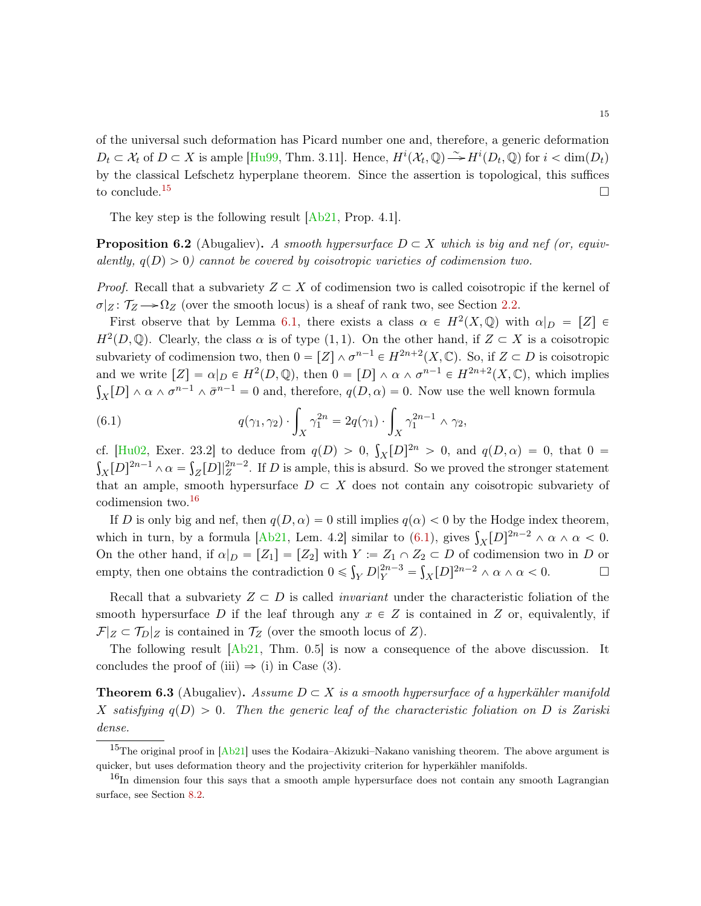of the universal such deformation has Picard number one and, therefore, a generic deformation $D_t \subset \mathcal{X}_t$ of $D \subset X$ is ample [Hu99, Thm. 3.11]. Hence, $H^i(\mathcal{X}_t, \mathbb{Q}) \xrightarrow{\sim} H^i(D_t, \mathbb{Q})$ for $i < \dim(D_t)$ by the classical Lefschetz hyperplane theorem. Since the assertion is topological, this suffices to conclude.[15] $\square$

The key step is the following result [Ab21, Prop. 4.1].

**Proposition 6.2** (Abugaliev). *A smooth hypersurface $D \subset X$ which is big and nef (or, equivalently, $q(D) > 0$) cannot be covered by coisotropic varieties of codimension two.*

*Proof.* Recall that a subvariety $Z \subset X$ of codimension two is called coisotropic if the kernel of $\sigma|_Z \colon \mathcal{T}_Z \twoheadrightarrow \Omega_Z$ (over the smooth locus) is a sheaf of rank two, see Section 2.2.

First observe that by Lemma 6.1, there exists a class $\alpha \in H^2(X, \mathbb{Q})$ with $\alpha|_D = [Z] \in H^2(D, \mathbb{Q})$. Clearly, the class $\alpha$ is of type $(1,1)$. On the other hand, if $Z \subset X$ is a coisotropic subvariety of codimension two, then $0 = [Z] \wedge \sigma^{n-1} \in H^{2n+2}(X, \mathbb{C})$. So, if $Z \subset D$ is coisotropic and we write $[Z] = \alpha|_D \in H^2(D, \mathbb{Q})$, then $0 = [D] \wedge \alpha \wedge \sigma^{n-1} \in H^{2n+2}(X, \mathbb{C})$, which implies $\int_X [D] \wedge \alpha \wedge \sigma^{n-1} \wedge \bar{\sigma}^{n-1} = 0$ and, therefore, $q(D, \alpha) = 0$. Now use the well known formula

$$q(\gamma_1, \gamma_2) \cdot \int_X \gamma_1^{2n} = 2q(\gamma_1) \cdot \int_X \gamma_1^{2n-1} \wedge \gamma_2, \tag{6.1}$$

cf. [Hu02, Exer. 23.2] to deduce from $q(D) > 0$, $\int_X [D]^{2n} > 0$, and $q(D, \alpha) = 0$, that $0 = \int_X [D]^{2n-1} \wedge \alpha = \int_Z [D]|_Z^{2n-2}$. If $D$ is ample, this is absurd. So we proved the stronger statement that an ample, smooth hypersurface $D \subset X$ does not contain any coisotropic subvariety of codimension two.[16]

If $D$ is only big and nef, then $q(D, \alpha) = 0$ still implies $q(\alpha) < 0$ by the Hodge index theorem, which in turn, by a formula [Ab21, Lem. 4.2] similar to (6.1), gives $\int_X [D]^{2n-2} \wedge \alpha \wedge \alpha < 0$. On the other hand, if $\alpha|_D = [Z_1] = [Z_2]$ with $Y := Z_1 \cap Z_2 \subset D$ of codimension two in $D$ or empty, then one obtains the contradiction $0 \leqslant \int_Y D|_Y^{2n-3} = \int_X [D]^{2n-2} \wedge \alpha \wedge \alpha < 0$. $\square$

Recall that a subvariety $Z \subset D$ is called *invariant* under the characteristic foliation of the smooth hypersurface $D$ if the leaf through any $x \in Z$ is contained in $Z$ or, equivalently, if $\mathcal{F}|_Z \subset \mathcal{T}_D|_Z$ is contained in $\mathcal{T}_Z$ (over the smooth locus of $Z$).

The following result [Ab21, Thm. 0.5] is now a consequence of the above discussion. It concludes the proof of (iii) ⇒ (i) in Case (3).

**Theorem 6.3** (Abugaliev). *Assume $D \subset X$ is a smooth hypersurface of a hyperkähler manifold $X$ satisfying $q(D) > 0$. Then the generic leaf of the characteristic foliation on $D$ is Zariski dense.*

---

[15] The original proof in [Ab21] uses the Kodaira–Akizuki–Nakano vanishing theorem. The above argument is quicker, but uses deformation theory and the projectivity criterion for hyperkähler manifolds.

[16] In dimension four this says that a smooth ample hypersurface does not contain any smooth Lagrangian surface, see Section 8.2.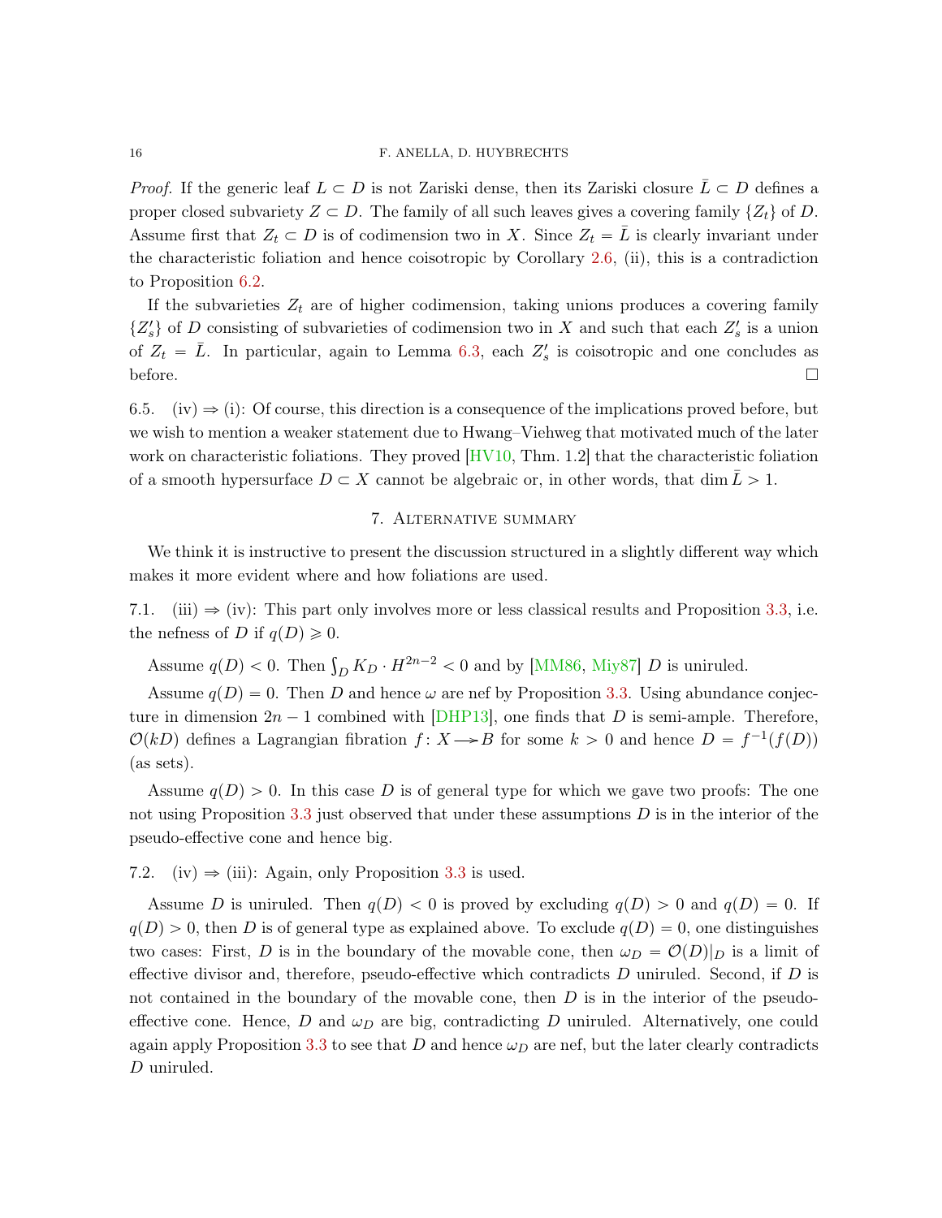*Proof.* If the generic leaf $L \subset D$ is not Zariski dense, then its Zariski closure $\bar{L} \subset D$ defines a proper closed subvariety $Z \subset D$. The family of all such leaves gives a covering family $\{Z_t\}$ of $D$. Assume first that $Z_t \subset D$ is of codimension two in $X$. Since $Z_t = \bar{L}$ is clearly invariant under the characteristic foliation and hence coisotropic by Corollary 2.6, (ii), this is a contradiction to Proposition 6.2.

If the subvarieties $Z_t$ are of higher codimension, taking unions produces a covering family $\{Z'_s\}$ of $D$ consisting of subvarieties of codimension two in $X$ and such that each $Z'_s$ is a union of $Z_t = \bar{L}$. In particular, again to Lemma 6.3, each $Z'_s$ is coisotropic and one concludes as before. □

6.5. (iv) $\Rightarrow$ (i): Of course, this direction is a consequence of the implications proved before, but we wish to mention a weaker statement due to Hwang–Viehweg that motivated much of the later work on characteristic foliations. They proved [HV10, Thm. 1.2] that the characteristic foliation of a smooth hypersurface $D \subset X$ cannot be algebraic or, in other words, that $\dim \bar{L} > 1$.

## 7. Alternative summary

We think it is instructive to present the discussion structured in a slightly different way which makes it more evident where and how foliations are used.

7.1. (iii) $\Rightarrow$ (iv): This part only involves more or less classical results and Proposition 3.3, i.e. the nefness of $D$ if $q(D) \geqslant 0$.

Assume $q(D) < 0$. Then $\int_D K_D \cdot H^{2n-2} < 0$ and by [MM86, Miy87] $D$ is uniruled.

Assume $q(D) = 0$. Then $D$ and hence $\omega$ are nef by Proposition 3.3. Using abundance conjecture in dimension $2n-1$ combined with [DHP13], one finds that $D$ is semi-ample. Therefore, $\mathcal{O}(kD)$ defines a Lagrangian fibration $f\colon X \dashrightarrow B$ for some $k > 0$ and hence $D = f^{-1}(f(D))$ (as sets).

Assume $q(D) > 0$. In this case $D$ is of general type for which we gave two proofs: The one not using Proposition 3.3 just observed that under these assumptions $D$ is in the interior of the pseudo-effective cone and hence big.

7.2. (iv) $\Rightarrow$ (iii): Again, only Proposition 3.3 is used.

Assume $D$ is uniruled. Then $q(D) < 0$ is proved by excluding $q(D) > 0$ and $q(D) = 0$. If $q(D) > 0$, then $D$ is of general type as explained above. To exclude $q(D) = 0$, one distinguishes two cases: First, $D$ is in the boundary of the movable cone, then $\omega_D = \mathcal{O}(D)|_D$ is a limit of effective divisor and, therefore, pseudo-effective which contradicts $D$ uniruled. Second, if $D$ is not contained in the boundary of the movable cone, then $D$ is in the interior of the pseudo-effective cone. Hence, $D$ and $\omega_D$ are big, contradicting $D$ uniruled. Alternatively, one could again apply Proposition 3.3 to see that $D$ and hence $\omega_D$ are nef, but the later clearly contradicts $D$ uniruled.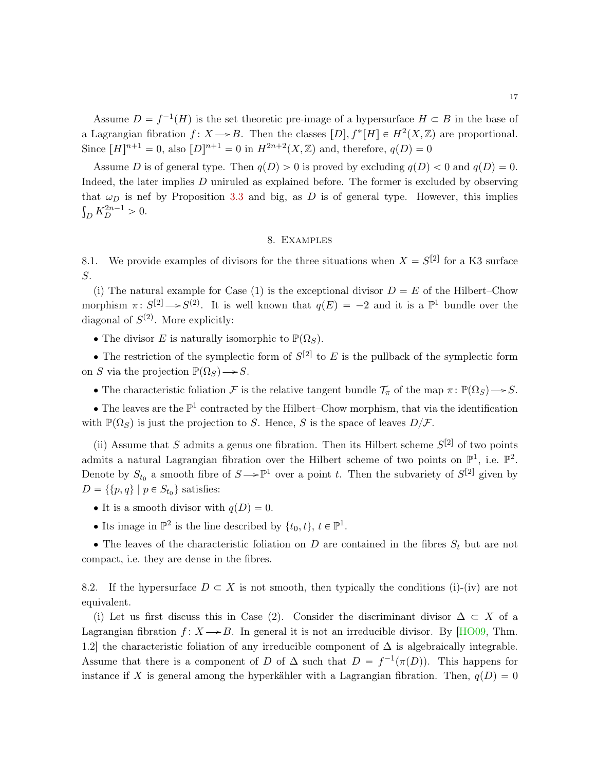Assume $D = f^{-1}(H)$ is the set theoretic pre-image of a hypersurface $H \subset B$ in the base of a Lagrangian fibration $f\colon X \twoheadrightarrow B$. Then the classes $[D], f^*[H] \in H^2(X,\mathbb{Z})$ are proportional. Since $[H]^{n+1} = 0$, also $[D]^{n+1} = 0$ in $H^{2n+2}(X,\mathbb{Z})$ and, therefore, $q(D) = 0$

Assume $D$ is of general type. Then $q(D) > 0$ is proved by excluding $q(D) < 0$ and $q(D) = 0$. Indeed, the later implies $D$ uniruled as explained before. The former is excluded by observing that $\omega_D$ is nef by Proposition 3.3 and big, as $D$ is of general type. However, this implies $\int_D K_D^{2n-1} > 0$.

## 8. Examples

8.1. We provide examples of divisors for the three situations when $X = S^{[2]}$ for a K3 surface $S$.

(i) The natural example for Case (1) is the exceptional divisor $D = E$ of the Hilbert–Chow morphism $\pi\colon S^{[2]} \twoheadrightarrow S^{(2)}$. It is well known that $q(E) = -2$ and it is a $\mathbb{P}^1$ bundle over the diagonal of $S^{(2)}$. More explicitly:

- The divisor $E$ is naturally isomorphic to $\mathbb{P}(\Omega_S)$.
- The restriction of the symplectic form of $S^{[2]}$ to $E$ is the pullback of the symplectic form on $S$ via the projection $\mathbb{P}(\Omega_S) \twoheadrightarrow S$.
- The characteristic foliation $\mathcal{F}$ is the relative tangent bundle $\mathcal{T}_\pi$ of the map $\pi\colon \mathbb{P}(\Omega_S) \twoheadrightarrow S$.
- The leaves are the $\mathbb{P}^1$ contracted by the Hilbert–Chow morphism, that via the identification with $\mathbb{P}(\Omega_S)$ is just the projection to $S$. Hence, $S$ is the space of leaves $D/\mathcal{F}$.

(ii) Assume that $S$ admits a genus one fibration. Then its Hilbert scheme $S^{[2]}$ of two points admits a natural Lagrangian fibration over the Hilbert scheme of two points on $\mathbb{P}^1$, i.e. $\mathbb{P}^2$. Denote by $S_{t_0}$ a smooth fibre of $S \twoheadrightarrow \mathbb{P}^1$ over a point $t$. Then the subvariety of $S^{[2]}$ given by $D = \{\{p, q\} \mid p \in S_{t_0}\}$ satisfies:

- It is a smooth divisor with $q(D) = 0$.
- Its image in $\mathbb{P}^2$ is the line described by $\{t_0, t\}$, $t \in \mathbb{P}^1$.
- The leaves of the characteristic foliation on $D$ are contained in the fibres $S_t$ but are not compact, i.e. they are dense in the fibres.

8.2. If the hypersurface $D \subset X$ is not smooth, then typically the conditions (i)-(iv) are not equivalent.

(i) Let us first discuss this in Case (2). Consider the discriminant divisor $\Delta \subset X$ of a Lagrangian fibration $f\colon X \twoheadrightarrow B$. In general it is not an irreducible divisor. By [HO09, Thm. 1.2] the characteristic foliation of any irreducible component of $\Delta$ is algebraically integrable. Assume that there is a component of $D$ of $\Delta$ such that $D = f^{-1}(\pi(D))$. This happens for instance if $X$ is general among the hyperkähler with a Lagrangian fibration. Then, $q(D) = 0$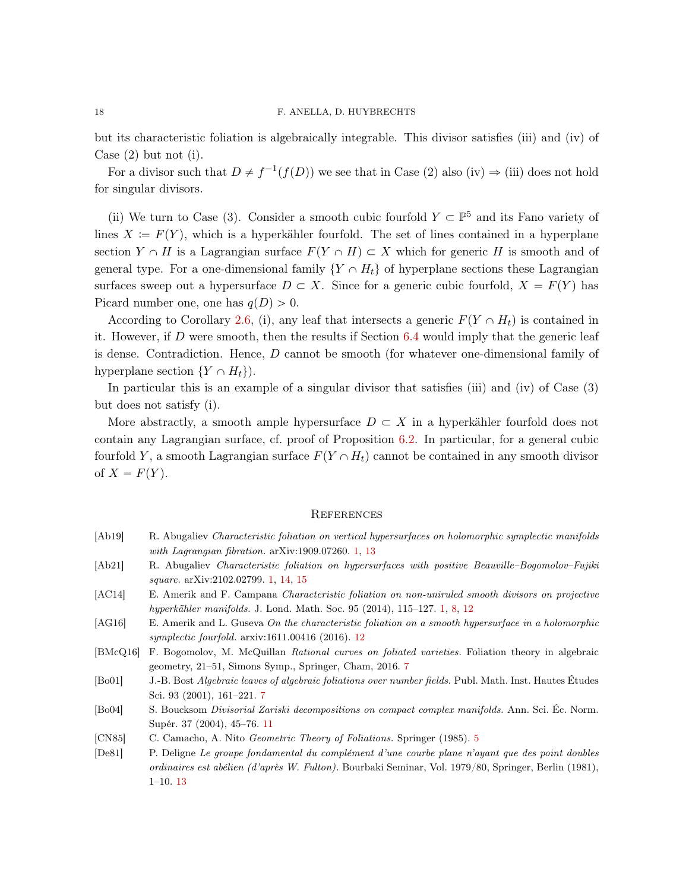but its characteristic foliation is algebraically integrable. This divisor satisfies (iii) and (iv) of Case (2) but not (i).

For a divisor such that $D \neq f^{-1}(f(D))$ we see that in Case (2) also (iv) $\Rightarrow$ (iii) does not hold for singular divisors.

(ii) We turn to Case (3). Consider a smooth cubic fourfold $Y \subset \mathbb{P}^5$ and its Fano variety of lines $X \coloneqq F(Y)$, which is a hyperkähler fourfold. The set of lines contained in a hyperplane section $Y \cap H$ is a Lagrangian surface $F(Y \cap H) \subset X$ which for generic $H$ is smooth and of general type. For a one-dimensional family $\{Y \cap H_t\}$ of hyperplane sections these Lagrangian surfaces sweep out a hypersurface $D \subset X$. Since for a generic cubic fourfold, $X = F(Y)$ has Picard number one, one has $q(D) > 0$.

According to Corollary 2.6, (i), any leaf that intersects a generic $F(Y \cap H_t)$ is contained in it. However, if $D$ were smooth, then the results if Section 6.4 would imply that the generic leaf is dense. Contradiction. Hence, $D$ cannot be smooth (for whatever one-dimensional family of hyperplane section $\{Y \cap H_t\}$).

In particular this is an example of a singular divisor that satisfies (iii) and (iv) of Case (3) but does not satisfy (i).

More abstractly, a smooth ample hypersurface $D \subset X$ in a hyperkähler fourfold does not contain any Lagrangian surface, cf. proof of Proposition 6.2. In particular, for a general cubic fourfold $Y$, a smooth Lagrangian surface $F(Y \cap H_t)$ cannot be contained in any smooth divisor of $X = F(Y)$.

## References

[Ab19] R. Abugaliev *Characteristic foliation on vertical hypersurfaces on holomorphic symplectic manifolds with Lagrangian fibration.* arXiv:1909.07260. 1, 13

[Ab21] R. Abugaliev *Characteristic foliation on hypersurfaces with positive Beauville–Bogomolov–Fujiki square.* arXiv:2102.02799. 1, 14, 15

[AC14] E. Amerik and F. Campana *Characteristic foliation on non-uniruled smooth divisors on projective hyperkähler manifolds.* J. Lond. Math. Soc. 95 (2014), 115–127. 1, 8, 12

[AG16] E. Amerik and L. Guseva *On the characteristic foliation on a smooth hypersurface in a holomorphic symplectic fourfold.* arxiv:1611.00416 (2016). 12

[BMcQ16] F. Bogomolov, M. McQuillan *Rational curves on foliated varieties.* Foliation theory in algebraic geometry, 21–51, Simons Symp., Springer, Cham, 2016. 7

[Bo01] J.-B. Bost *Algebraic leaves of algebraic foliations over number fields.* Publ. Math. Inst. Hautes Études Sci. 93 (2001), 161–221. 7

[Bo04] S. Boucksom *Divisorial Zariski decompositions on compact complex manifolds.* Ann. Sci. Éc. Norm. Supér. 37 (2004), 45–76. 11

[CN85] C. Camacho, A. Nito *Geometric Theory of Foliations.* Springer (1985). 5

[De81] P. Deligne *Le groupe fondamental du complément d'une courbe plane n'ayant que des point doubles ordinaires est abélien (d'après W. Fulton).* Bourbaki Seminar, Vol. 1979/80, Springer, Berlin (1981), 1–10. 13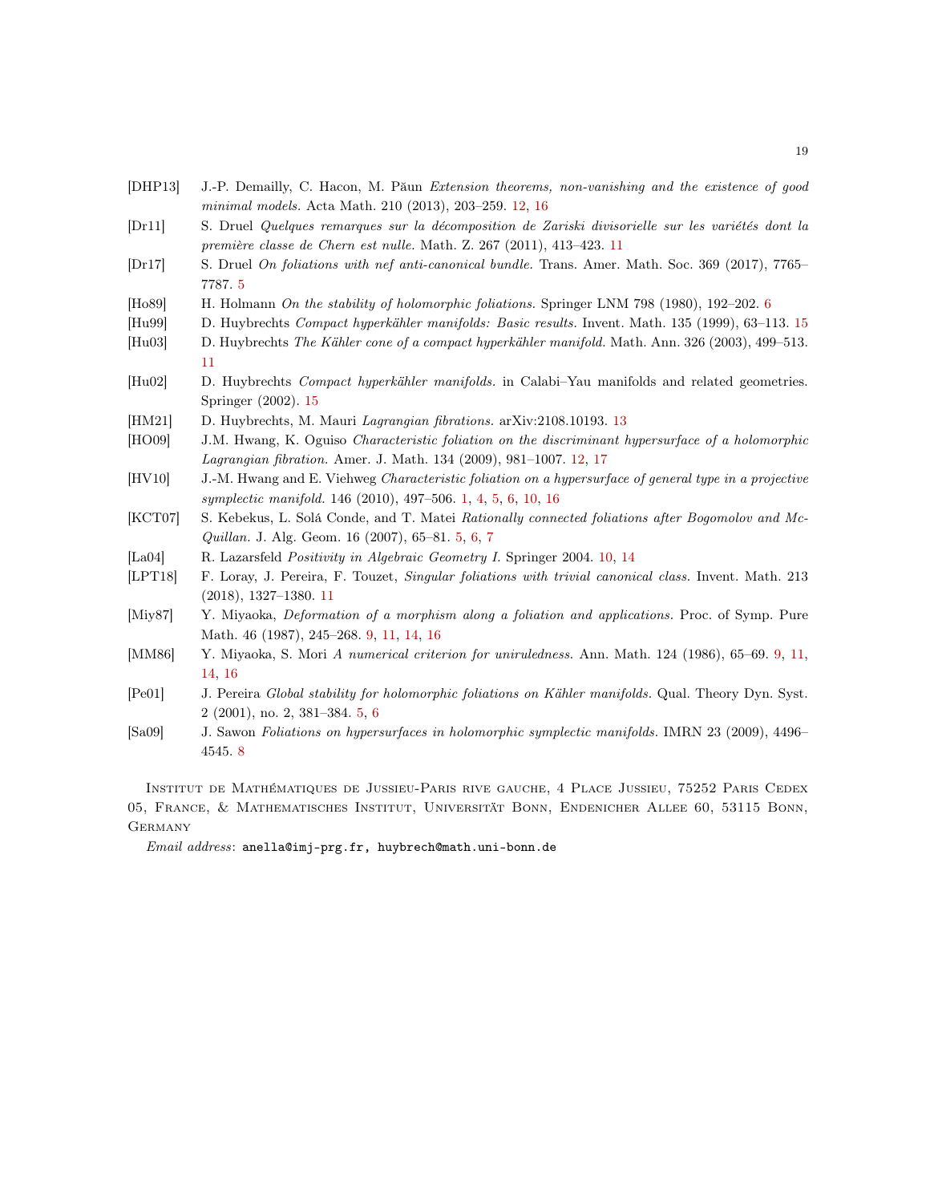[DHP13] J.-P. Demailly, C. Hacon, M. Păun *Extension theorems, non-vanishing and the existence of good minimal models.* Acta Math. 210 (2013), 203–259. 12, 16

[Dr11] S. Druel *Quelques remarques sur la décomposition de Zariski divisorielle sur les variétés dont la première classe de Chern est nulle.* Math. Z. 267 (2011), 413–423. 11

[Dr17] S. Druel *On foliations with nef anti-canonical bundle.* Trans. Amer. Math. Soc. 369 (2017), 7765–7787. 5

[Ho89] H. Holmann *On the stability of holomorphic foliations.* Springer LNM 798 (1980), 192–202. 6

[Hu99] D. Huybrechts *Compact hyperkähler manifolds: Basic results.* Invent. Math. 135 (1999), 63–113. 15

[Hu03] D. Huybrechts *The Kähler cone of a compact hyperkähler manifold.* Math. Ann. 326 (2003), 499–513. 11

[Hu02] D. Huybrechts *Compact hyperkähler manifolds.* in Calabi–Yau manifolds and related geometries. Springer (2002). 15

[HM21] D. Huybrechts, M. Mauri *Lagrangian fibrations.* arXiv:2108.10193. 13

[HO09] J.M. Hwang, K. Oguiso *Characteristic foliation on the discriminant hypersurface of a holomorphic Lagrangian fibration.* Amer. J. Math. 134 (2009), 981–1007. 12, 17

[HV10] J.-M. Hwang and E. Viehweg *Characteristic foliation on a hypersurface of general type in a projective symplectic manifold.* 146 (2010), 497–506. 1, 4, 5, 6, 10, 16

[KCT07] S. Kebekus, L. Solá Conde, and T. Matei *Rationally connected foliations after Bogomolov and McQuillan.* J. Alg. Geom. 16 (2007), 65–81. 5, 6, 7

[La04] R. Lazarsfeld *Positivity in Algebraic Geometry I.* Springer 2004. 10, 14

[LPT18] F. Loray, J. Pereira, F. Touzet, *Singular foliations with trivial canonical class.* Invent. Math. 213 (2018), 1327–1380. 11

[Miy87] Y. Miyaoka, *Deformation of a morphism along a foliation and applications.* Proc. of Symp. Pure Math. 46 (1987), 245–268. 9, 11, 14, 16

[MM86] Y. Miyaoka, S. Mori *A numerical criterion for uniruledness.* Ann. Math. 124 (1986), 65–69. 9, 11, 14, 16

[Pe01] J. Pereira *Global stability for holomorphic foliations on Kähler manifolds.* Qual. Theory Dyn. Syst. 2 (2001), no. 2, 381–384. 5, 6

[Sa09] J. Sawon *Foliations on hypersurfaces in holomorphic symplectic manifolds.* IMRN 23 (2009), 4496–4545. 8

Institut de Mathématiques de Jussieu-Paris rive gauche, 4 Place Jussieu, 75252 Paris Cedex 05, France, & Mathematisches Institut, Universität Bonn, Endenicher Allee 60, 53115 Bonn, Germany

*Email address*: `anella@imj-prg.fr, huybrech@math.uni-bonn.de`